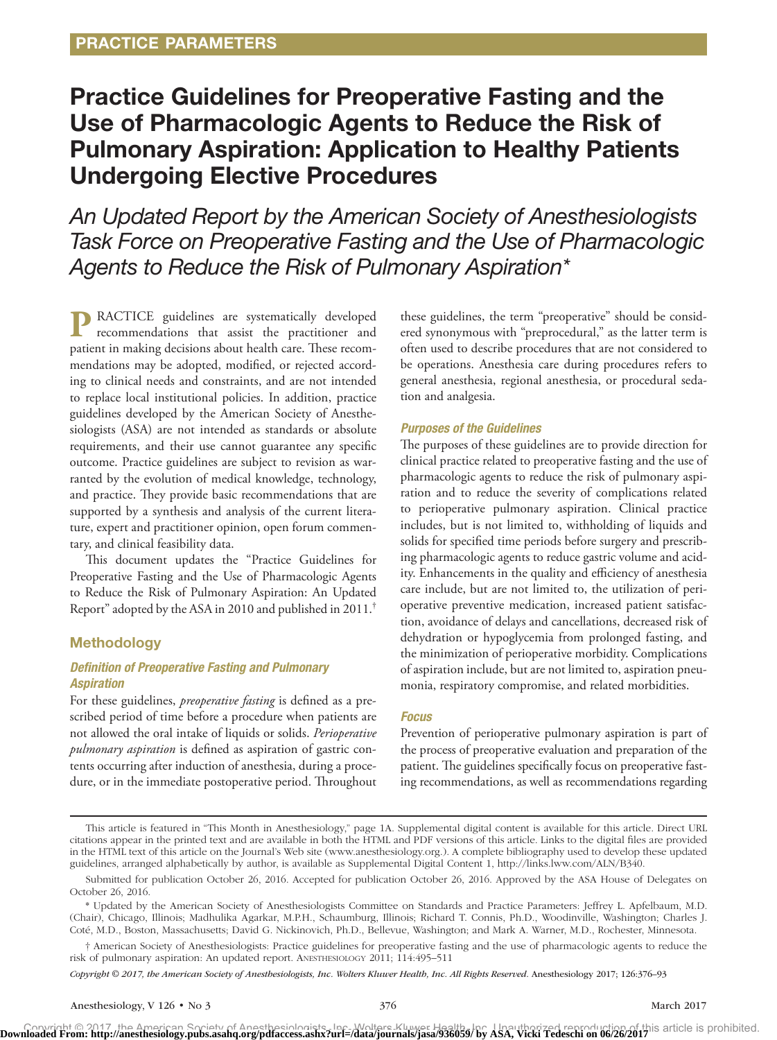PRACTICE PARAMETERS

# Practice Guidelines for Preoperative Fasting and the Use of Pharmacologic Agents to Reduce the Risk of Pulmonary Aspiration: Application to Healthy Patients Undergoing Elective Procedures

*An Updated Report by the American Society of Anesthesiologists Task Force on Preoperative Fasting and the Use of Pharmacologic Agents to Reduce the Risk of Pulmonary Aspiration\**

PRACTICE guidelines are systematically developed recommendations that assist the practitioner and patient in making decisions about health care. These recommendations may be adopted, modified, or rejected according to clinical needs and constraints, and are not intended to replace local institutional policies. In addition, practice guidelines developed by the American Society of Anesthesiologists (ASA) are not intended as standards or absolute requirements, and their use cannot guarantee any specific outcome. Practice guidelines are subject to revision as warranted by the evolution of medical knowledge, technology, and practice. They provide basic recommendations that are supported by a synthesis and analysis of the current literature, expert and practitioner opinion, open forum commentary, and clinical feasibility data.

This document updates the "Practice Guidelines for Preoperative Fasting and the Use of Pharmacologic Agents to Reduce the Risk of Pulmonary Aspiration: An Updated Report" adopted by the ASA in 2010 and published in 2011.†

## Methodology

### Definition of Preoperative Fasting and Pulmonary Aspiration

For these guidelines, *preoperative fasting* is defined as a prescribed period of time before a procedure when patients are not allowed the oral intake of liquids or solids. *Perioperative pulmonary aspiration* is defined as aspiration of gastric contents occurring after induction of anesthesia, during a procedure, or in the immediate postoperative period. Throughout these guidelines, the term "preoperative" should be considered synonymous with "preprocedural," as the latter term is often used to describe procedures that are not considered to be operations. Anesthesia care during procedures refers to general anesthesia, regional anesthesia, or procedural sedation and analgesia.

### Purposes of the Guidelines

The purposes of these guidelines are to provide direction for clinical practice related to preoperative fasting and the use of pharmacologic agents to reduce the risk of pulmonary aspiration and to reduce the severity of complications related to perioperative pulmonary aspiration. Clinical practice includes, but is not limited to, withholding of liquids and solids for specified time periods before surgery and prescribing pharmacologic agents to reduce gastric volume and acidity. Enhancements in the quality and efficiency of anesthesia care include, but are not limited to, the utilization of perioperative preventive medication, increased patient satisfaction, avoidance of delays and cancellations, decreased risk of dehydration or hypoglycemia from prolonged fasting, and the minimization of perioperative morbidity. Complications of aspiration include, but are not limited to, aspiration pneumonia, respiratory compromise, and related morbidities.

### Focus

Prevention of perioperative pulmonary aspiration is part of the process of preoperative evaluation and preparation of the patient. The guidelines specifically focus on preoperative fasting recommendations, as well as recommendations regarding

---

This article is featured in "This Month in Anesthesiology," page 1A. Supplemental digital content is available for this article. Direct URL citations appear in the printed text and are available in both the HTML and PDF versions of this article. Links to the digital files are provided in the HTML text of this article on the Journal's Web site (www.anesthesiology.org.). A complete bibliography used to develop these updated guidelines, arranged alphabetically by author, is available as Supplemental Digital Content 1, http://links.lww.com/ALN/B340.

Submitted for publication October 26, 2016. Accepted for publication October 26, 2016. Approved by the ASA House of Delegates on October 26, 2016.

\* Updated by the American Society of Anesthesiologists Committee on Standards and Practice Parameters: Jeffrey L. Apfelbaum, M.D. (Chair), Chicago, Illinois; Madhulika Agarkar, M.P.H., Schaumburg, Illinois; Richard T. Connis, Ph.D., Woodinville, Washington; Charles J. Coté, M.D., Boston, Massachusetts; David G. Nickinovich, Ph.D., Bellevue, Washington; and Mark A. Warner, M.D., Rochester, Minnesota.

† American Society of Anesthesiologists: Practice guidelines for preoperative fasting and the use of pharmacologic agents to reduce the risk of pulmonary aspiration: An updated report. Anesthesiology 2011; 114:495–511

*Copyright © 2017, the American Society of Anesthesiologists, Inc. Wolters Kluwer Health, Inc. All Rights Reserved.* Anesthesiology 2017; 126:376–93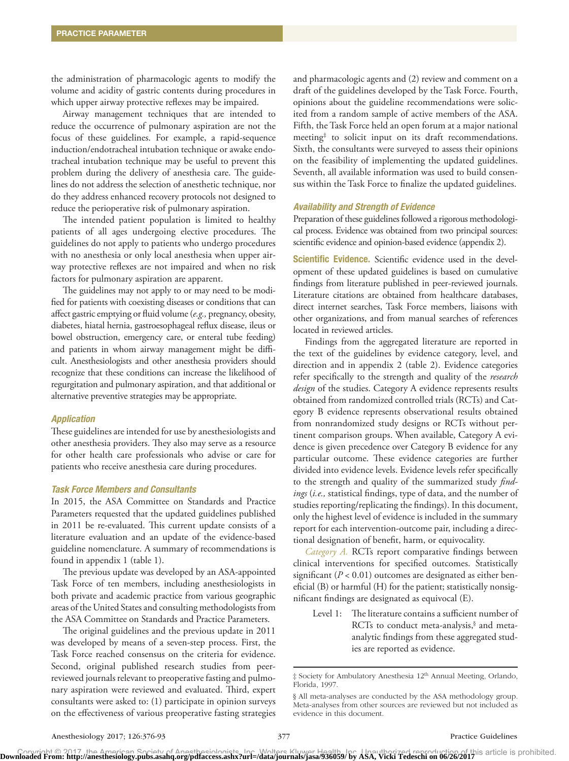the administration of pharmacologic agents to modify the volume and acidity of gastric contents during procedures in which upper airway protective reflexes may be impaired.

Airway management techniques that are intended to reduce the occurrence of pulmonary aspiration are not the focus of these guidelines. For example, a rapid-sequence induction/endotracheal intubation technique or awake endotracheal intubation technique may be useful to prevent this problem during the delivery of anesthesia care. The guidelines do not address the selection of anesthetic technique, nor do they address enhanced recovery protocols not designed to reduce the perioperative risk of pulmonary aspiration.

The intended patient population is limited to healthy patients of all ages undergoing elective procedures. The guidelines do not apply to patients who undergo procedures with no anesthesia or only local anesthesia when upper airway protective reflexes are not impaired and when no risk factors for pulmonary aspiration are apparent.

The guidelines may not apply to or may need to be modified for patients with coexisting diseases or conditions that can affect gastric emptying or fluid volume (*e.g.,* pregnancy, obesity, diabetes, hiatal hernia, gastroesophageal reflux disease, ileus or bowel obstruction, emergency care, or enteral tube feeding) and patients in whom airway management might be difficult. Anesthesiologists and other anesthesia providers should recognize that these conditions can increase the likelihood of regurgitation and pulmonary aspiration, and that additional or alternative preventive strategies may be appropriate.

### *Application*

These guidelines are intended for use by anesthesiologists and other anesthesia providers. They also may serve as a resource for other health care professionals who advise or care for patients who receive anesthesia care during procedures.

### *Task Force Members and Consultants*

In 2015, the ASA Committee on Standards and Practice Parameters requested that the updated guidelines published in 2011 be re-evaluated. This current update consists of a literature evaluation and an update of the evidence-based guideline nomenclature. A summary of recommendations is found in appendix 1 (table 1).

The previous update was developed by an ASA-appointed Task Force of ten members, including anesthesiologists in both private and academic practice from various geographic areas of the United States and consulting methodologists from the ASA Committee on Standards and Practice Parameters.

The original guidelines and the previous update in 2011 was developed by means of a seven-step process. First, the Task Force reached consensus on the criteria for evidence. Second, original published research studies from peer-reviewed journals relevant to preoperative fasting and pulmonary aspiration were reviewed and evaluated. Third, expert consultants were asked to: (1) participate in opinion surveys on the effectiveness of various preoperative fasting strategies and pharmacologic agents and (2) review and comment on a draft of the guidelines developed by the Task Force. Fourth, opinions about the guideline recommendations were solicited from a random sample of active members of the ASA. Fifth, the Task Force held an open forum at a major national meeting[‡] to solicit input on its draft recommendations. Sixth, the consultants were surveyed to assess their opinions on the feasibility of implementing the updated guidelines. Seventh, all available information was used to build consensus within the Task Force to finalize the updated guidelines.

### *Availability and Strength of Evidence*

Preparation of these guidelines followed a rigorous methodological process. Evidence was obtained from two principal sources: scientific evidence and opinion-based evidence (appendix 2).

**Scientific Evidence.** Scientific evidence used in the development of these updated guidelines is based on cumulative findings from literature published in peer-reviewed journals. Literature citations are obtained from healthcare databases, direct internet searches, Task Force members, liaisons with other organizations, and from manual searches of references located in reviewed articles.

Findings from the aggregated literature are reported in the text of the guidelines by evidence category, level, and direction and in appendix 2 (table 2). Evidence categories refer specifically to the strength and quality of the *research design* of the studies. Category A evidence represents results obtained from randomized controlled trials (RCTs) and Category B evidence represents observational results obtained from nonrandomized study designs or RCTs without pertinent comparison groups. When available, Category A evidence is given precedence over Category B evidence for any particular outcome. These evidence categories are further divided into evidence levels. Evidence levels refer specifically to the strength and quality of the summarized study *findings* (*i.e.,* statistical findings, type of data, and the number of studies reporting/replicating the findings). In this document, only the highest level of evidence is included in the summary report for each intervention-outcome pair, including a directional designation of benefit, harm, or equivocality.

*Category A.* RCTs report comparative findings between clinical interventions for specified outcomes. Statistically significant ($P < 0.01$) outcomes are designated as either beneficial (B) or harmful (H) for the patient; statistically nonsignificant findings are designated as equivocal (E).

Level 1: The literature contains a sufficient number of RCTs to conduct meta-analysis,[§] and meta-analytic findings from these aggregated studies are reported as evidence.

‡ Society for Ambulatory Anesthesia 12th Annual Meeting, Orlando, Florida, 1997.

§ All meta-analyses are conducted by the ASA methodology group. Meta-analyses from other sources are reviewed but not included as evidence in this document.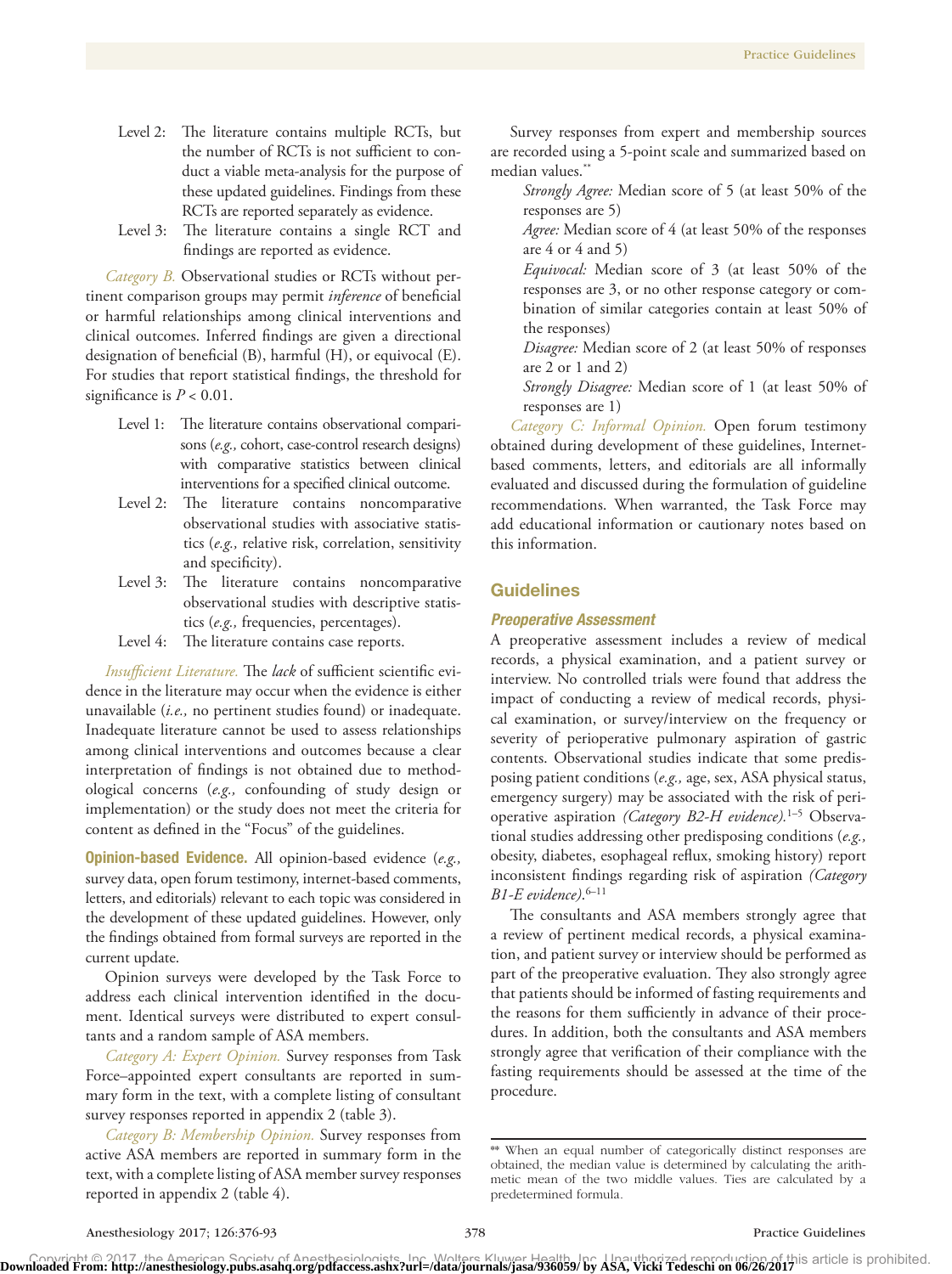Level 2: The literature contains multiple RCTs, but the number of RCTs is not sufficient to conduct a viable meta-analysis for the purpose of these updated guidelines. Findings from these RCTs are reported separately as evidence.

Level 3: The literature contains a single RCT and findings are reported as evidence.

*Category B.* Observational studies or RCTs without pertinent comparison groups may permit *inference* of beneficial or harmful relationships among clinical interventions and clinical outcomes. Inferred findings are given a directional designation of beneficial (B), harmful (H), or equivocal (E). For studies that report statistical findings, the threshold for significance is $P < 0.01$.

Level 1: The literature contains observational comparisons (*e.g.,* cohort, case-control research designs) with comparative statistics between clinical interventions for a specified clinical outcome.

Level 2: The literature contains noncomparative observational studies with associative statistics (*e.g.,* relative risk, correlation, sensitivity and specificity).

Level 3: The literature contains noncomparative observational studies with descriptive statistics (*e.g.,* frequencies, percentages).

Level 4: The literature contains case reports.

*Insufficient Literature.* The *lack* of sufficient scientific evidence in the literature may occur when the evidence is either unavailable (*i.e.,* no pertinent studies found) or inadequate. Inadequate literature cannot be used to assess relationships among clinical interventions and outcomes because a clear interpretation of findings is not obtained due to methodological concerns (*e.g.,* confounding of study design or implementation) or the study does not meet the criteria for content as defined in the "Focus" of the guidelines.

**Opinion-based Evidence.** All opinion-based evidence (*e.g.,* survey data, open forum testimony, internet-based comments, letters, and editorials) relevant to each topic was considered in the development of these updated guidelines. However, only the findings obtained from formal surveys are reported in the current update.

Opinion surveys were developed by the Task Force to address each clinical intervention identified in the document. Identical surveys were distributed to expert consultants and a random sample of ASA members.

*Category A: Expert Opinion.* Survey responses from Task Force–appointed expert consultants are reported in summary form in the text, with a complete listing of consultant survey responses reported in appendix 2 (table 3).

*Category B: Membership Opinion.* Survey responses from active ASA members are reported in summary form in the text, with a complete listing of ASA member survey responses reported in appendix 2 (table 4).

Survey responses from expert and membership sources are recorded using a 5-point scale and summarized based on median values.**

*Strongly Agree:* Median score of 5 (at least 50% of the responses are 5)

*Agree:* Median score of 4 (at least 50% of the responses are 4 or 4 and 5)

*Equivocal:* Median score of 3 (at least 50% of the responses are 3, or no other response category or combination of similar categories contain at least 50% of the responses)

*Disagree:* Median score of 2 (at least 50% of responses are 2 or 1 and 2)

*Strongly Disagree:* Median score of 1 (at least 50% of responses are 1)

*Category C: Informal Opinion.* Open forum testimony obtained during development of these guidelines, Internet-based comments, letters, and editorials are all informally evaluated and discussed during the formulation of guideline recommendations. When warranted, the Task Force may add educational information or cautionary notes based on this information.

## Guidelines

### Preoperative Assessment

A preoperative assessment includes a review of medical records, a physical examination, and a patient survey or interview. No controlled trials were found that address the impact of conducting a review of medical records, physical examination, or survey/interview on the frequency or severity of perioperative pulmonary aspiration of gastric contents. Observational studies indicate that some predisposing patient conditions (*e.g.,* age, sex, ASA physical status, emergency surgery) may be associated with the risk of perioperative aspiration *(Category B2-H evidence).*[1–5] Observational studies addressing other predisposing conditions (*e.g.,* obesity, diabetes, esophageal reflux, smoking history) report inconsistent findings regarding risk of aspiration *(Category B1-E evidence).*[6–11]

The consultants and ASA members strongly agree that a review of pertinent medical records, a physical examination, and patient survey or interview should be performed as part of the preoperative evaluation. They also strongly agree that patients should be informed of fasting requirements and the reasons for them sufficiently in advance of their procedures. In addition, both the consultants and ASA members strongly agree that verification of their compliance with the fasting requirements should be assessed at the time of the procedure.

** When an equal number of categorically distinct responses are obtained, the median value is determined by calculating the arithmetic mean of the two middle values. Ties are calculated by a predetermined formula.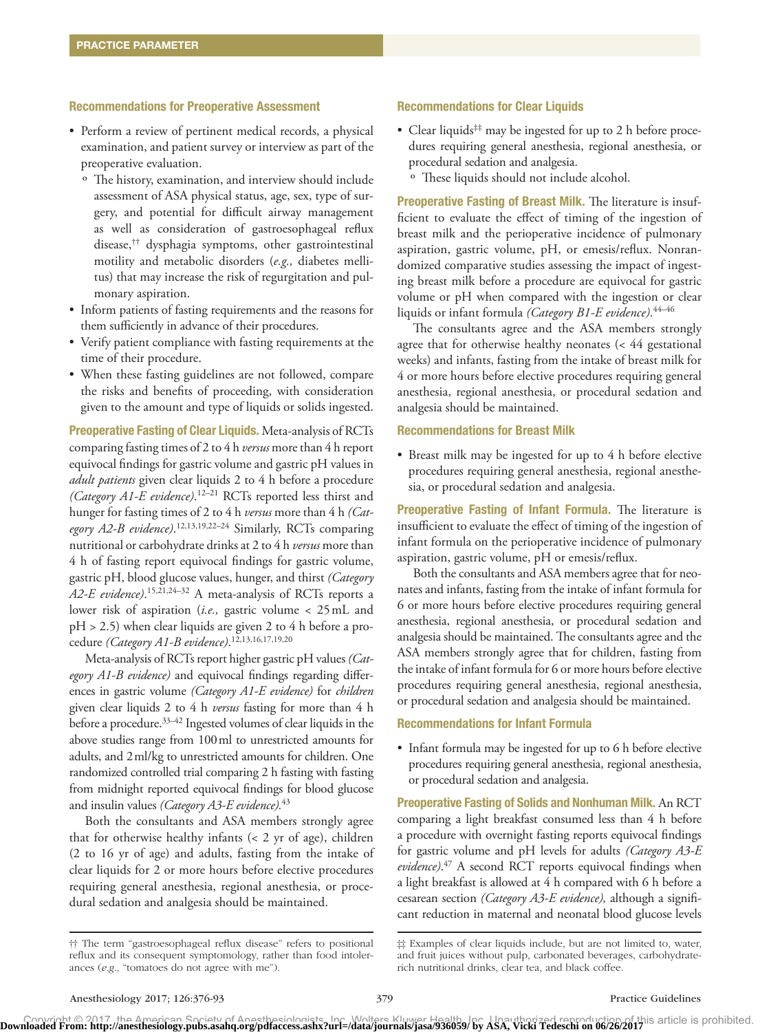### Recommendations for Preoperative Assessment

- Perform a review of pertinent medical records, a physical examination, and patient survey or interview as part of the preoperative evaluation.
  - The history, examination, and interview should include assessment of ASA physical status, age, sex, type of surgery, and potential for difficult airway management as well as consideration of gastroesophageal reflux disease,[††] dysphagia symptoms, other gastrointestinal motility and metabolic disorders (*e.g.,* diabetes mellitus) that may increase the risk of regurgitation and pulmonary aspiration.
- Inform patients of fasting requirements and the reasons for them sufficiently in advance of their procedures.
- Verify patient compliance with fasting requirements at the time of their procedure.
- When these fasting guidelines are not followed, compare the risks and benefits of proceeding, with consideration given to the amount and type of liquids or solids ingested.

**Preoperative Fasting of Clear Liquids.** Meta-analysis of RCTs comparing fasting times of 2 to 4 h *versus* more than 4 h report equivocal findings for gastric volume and gastric pH values in *adult patients* given clear liquids 2 to 4 h before a procedure *(Category A1-E evidence)*.[12–21] RCTs reported less thirst and hunger for fasting times of 2 to 4 h *versus* more than 4 h *(Category A2-B evidence)*.[12,13,19,22–24] Similarly, RCTs comparing nutritional or carbohydrate drinks at 2 to 4 h *versus* more than 4 h of fasting report equivocal findings for gastric volume, gastric pH, blood glucose values, hunger, and thirst *(Category A2-E evidence)*.[15,21,24–32] A meta-analysis of RCTs reports a lower risk of aspiration (*i.e.,* gastric volume < 25 mL and pH > 2.5) when clear liquids are given 2 to 4 h before a procedure *(Category A1-B evidence)*.[12,13,16,17,19,20]

Meta-analysis of RCTs report higher gastric pH values *(Category A1-B evidence)* and equivocal findings regarding differences in gastric volume *(Category A1-E evidence)* for *children* given clear liquids 2 to 4 h *versus* fasting for more than 4 h before a procedure.[33–42] Ingested volumes of clear liquids in the above studies range from 100 ml to unrestricted amounts for adults, and 2 ml/kg to unrestricted amounts for children. One randomized controlled trial comparing 2 h fasting with fasting from midnight reported equivocal findings for blood glucose and insulin values *(Category A3-E evidence)*.[43]

Both the consultants and ASA members strongly agree that for otherwise healthy infants (< 2 yr of age), children (2 to 16 yr of age) and adults, fasting from the intake of clear liquids for 2 or more hours before elective procedures requiring general anesthesia, regional anesthesia, or procedural sedation and analgesia should be maintained.

### Recommendations for Clear Liquids

- Clear liquids[‡‡] may be ingested for up to 2 h before procedures requiring general anesthesia, regional anesthesia, or procedural sedation and analgesia.
  - These liquids should not include alcohol.

**Preoperative Fasting of Breast Milk.** The literature is insufficient to evaluate the effect of timing of the ingestion of breast milk and the perioperative incidence of pulmonary aspiration, gastric volume, pH, or emesis/reflux. Nonrandomized comparative studies assessing the impact of ingesting breast milk before a procedure are equivocal for gastric volume or pH when compared with the ingestion or clear liquids or infant formula *(Category B1-E evidence)*.[44–46]

The consultants agree and the ASA members strongly agree that for otherwise healthy neonates (< 44 gestational weeks) and infants, fasting from the intake of breast milk for 4 or more hours before elective procedures requiring general anesthesia, regional anesthesia, or procedural sedation and analgesia should be maintained.

### Recommendations for Breast Milk

- Breast milk may be ingested for up to 4 h before elective procedures requiring general anesthesia, regional anesthesia, or procedural sedation and analgesia.

**Preoperative Fasting of Infant Formula.** The literature is insufficient to evaluate the effect of timing of the ingestion of infant formula on the perioperative incidence of pulmonary aspiration, gastric volume, pH or emesis/reflux.

Both the consultants and ASA members agree that for neonates and infants, fasting from the intake of infant formula for 6 or more hours before elective procedures requiring general anesthesia, regional anesthesia, or procedural sedation and analgesia should be maintained. The consultants agree and the ASA members strongly agree that for children, fasting from the intake of infant formula for 6 or more hours before elective procedures requiring general anesthesia, regional anesthesia, or procedural sedation and analgesia should be maintained.

### Recommendations for Infant Formula

- Infant formula may be ingested for up to 6 h before elective procedures requiring general anesthesia, regional anesthesia, or procedural sedation and analgesia.

**Preoperative Fasting of Solids and Nonhuman Milk.** An RCT comparing a light breakfast consumed less than 4 h before a procedure with overnight fasting reports equivocal findings for gastric volume and pH levels for adults *(Category A3-E evidence)*.[47] A second RCT reports equivocal findings when a light breakfast is allowed at 4 h compared with 6 h before a cesarean section *(Category A3-E evidence),* although a significant reduction in maternal and neonatal blood glucose levels

†† The term "gastroesophageal reflux disease" refers to positional reflux and its consequent symptomology, rather than food intolerances (*e.g.,* "tomatoes do not agree with me").

‡‡ Examples of clear liquids include, but are not limited to, water, and fruit juices without pulp, carbonated beverages, carbohydrate-rich nutritional drinks, clear tea, and black coffee.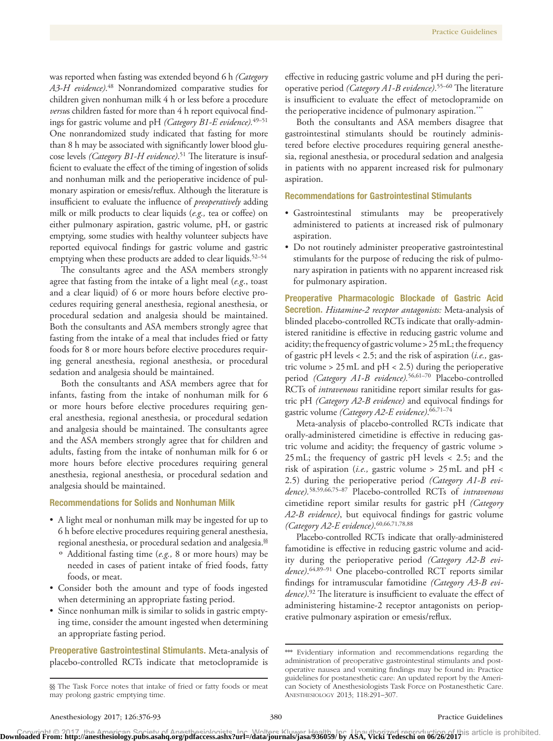was reported when fasting was extended beyond 6 h *(Category A3-H evidence)*.[48] Nonrandomized comparative studies for children given nonhuman milk 4 h or less before a procedure *versus* children fasted for more than 4 h report equivocal findings for gastric volume and pH *(Category B1-E evidence)*.[49–51] One nonrandomized study indicated that fasting for more than 8 h may be associated with significantly lower blood glucose levels *(Category B1-H evidence)*.[51] The literature is insufficient to evaluate the effect of the timing of ingestion of solids and nonhuman milk and the perioperative incidence of pulmonary aspiration or emesis/reflux. Although the literature is insufficient to evaluate the influence of *preoperatively* adding milk or milk products to clear liquids (*e.g.,* tea or coffee) on either pulmonary aspiration, gastric volume, pH, or gastric emptying, some studies with healthy volunteer subjects have reported equivocal findings for gastric volume and gastric emptying when these products are added to clear liquids.[52–54]

The consultants agree and the ASA members strongly agree that fasting from the intake of a light meal (*e.g*., toast and a clear liquid) of 6 or more hours before elective procedures requiring general anesthesia, regional anesthesia, or procedural sedation and analgesia should be maintained. Both the consultants and ASA members strongly agree that fasting from the intake of a meal that includes fried or fatty foods for 8 or more hours before elective procedures requiring general anesthesia, regional anesthesia, or procedural sedation and analgesia should be maintained.

Both the consultants and ASA members agree that for infants, fasting from the intake of nonhuman milk for 6 or more hours before elective procedures requiring general anesthesia, regional anesthesia, or procedural sedation and analgesia should be maintained. The consultants agree and the ASA members strongly agree that for children and adults, fasting from the intake of nonhuman milk for 6 or more hours before elective procedures requiring general anesthesia, regional anesthesia, or procedural sedation and analgesia should be maintained.

### Recommendations for Solids and Nonhuman Milk

- A light meal or nonhuman milk may be ingested for up to 6 h before elective procedures requiring general anesthesia, regional anesthesia, or procedural sedation and analgesia.[§§]
  - Additional fasting time (*e.g.,* 8 or more hours) may be needed in cases of patient intake of fried foods, fatty foods, or meat.
- Consider both the amount and type of foods ingested when determining an appropriate fasting period.
- Since nonhuman milk is similar to solids in gastric emptying time, consider the amount ingested when determining an appropriate fasting period.

**Preoperative Gastrointestinal Stimulants.** Meta-analysis of placebo-controlled RCTs indicate that metoclopramide is effective in reducing gastric volume and pH during the perioperative period *(Category A1-B evidence)*.[55–60] The literature is insufficient to evaluate the effect of metoclopramide on the perioperative incidence of pulmonary aspiration.[***]

Both the consultants and ASA members disagree that gastrointestinal stimulants should be routinely administered before elective procedures requiring general anesthesia, regional anesthesia, or procedural sedation and analgesia in patients with no apparent increased risk for pulmonary aspiration.

### Recommendations for Gastrointestinal Stimulants

- Gastrointestinal stimulants may be preoperatively administered to patients at increased risk of pulmonary aspiration.
- Do not routinely administer preoperative gastrointestinal stimulants for the purpose of reducing the risk of pulmonary aspiration in patients with no apparent increased risk for pulmonary aspiration.

**Preoperative Pharmacologic Blockade of Gastric Acid Secretion.** *Histamine-2 receptor antagonists:* Meta-analysis of blinded placebo-controlled RCTs indicate that orally-administered ranitidine is effective in reducing gastric volume and acidity; the frequency of gastric volume > 25 mL; the frequency of gastric pH levels < 2.5; and the risk of aspiration (*i.e.,* gastric volume > 25 mL and pH < 2.5) during the perioperative period *(Category A1-B evidence)*.[56,61–70] Placebo-controlled RCTs of *intravenous* ranitidine report similar results for gastric pH *(Category A2-B evidence)* and equivocal findings for gastric volume *(Category A2-E evidence)*.[66,71–74]

Meta-analysis of placebo-controlled RCTs indicate that orally-administered cimetidine is effective in reducing gastric volume and acidity; the frequency of gastric volume > 25 mL; the frequency of gastric pH levels < 2.5; and the risk of aspiration (*i.e.,* gastric volume > 25 mL and pH < 2.5) during the perioperative period *(Category A1-B evidence)*.[58,59,66,75–87] Placebo-controlled RCTs of *intravenous* cimetidine report similar results for gastric pH *(Category A2-B evidence)*, but equivocal findings for gastric volume *(Category A2-E evidence)*.[60,66,71,78,88]

Placebo-controlled RCTs indicate that orally-administered famotidine is effective in reducing gastric volume and acidity during the perioperative period *(Category A2-B evidence)*.[64,89–91] One placebo-controlled RCT reports similar findings for intramuscular famotidine *(Category A3-B evidence)*.[92] The literature is insufficient to evaluate the effect of administering histamine-2 receptor antagonists on perioperative pulmonary aspiration or emesis/reflux.

§§ The Task Force notes that intake of fried or fatty foods or meat may prolong gastric emptying time.

*** Evidentiary information and recommendations regarding the administration of preoperative gastrointestinal stimulants and postoperative nausea and vomiting findings may be found in: Practice guidelines for postanesthetic care: An updated report by the American Society of Anesthesiologists Task Force on Postanesthetic Care. Anesthesiology 2013; 118:291–307.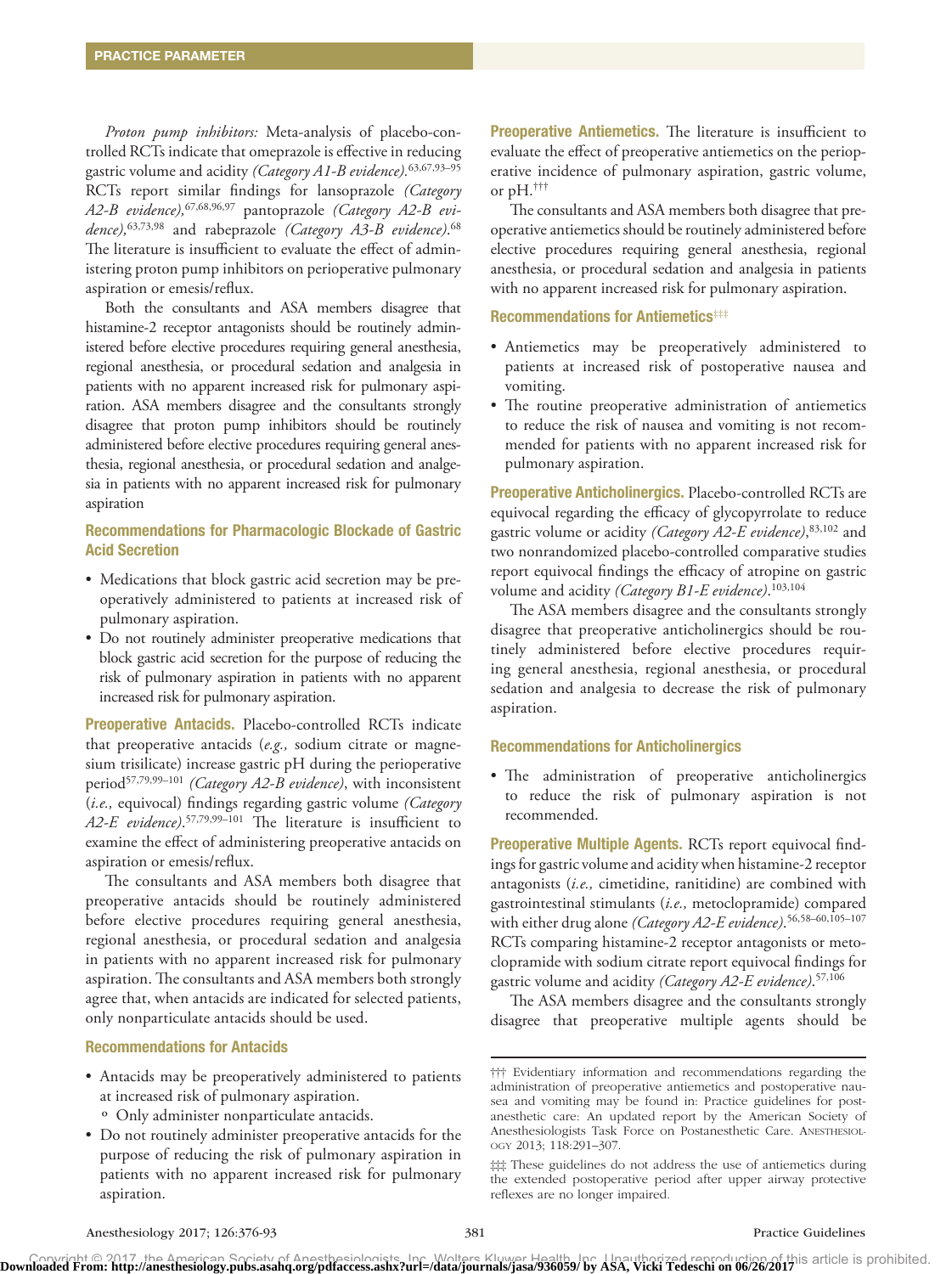*Proton pump inhibitors:* Meta-analysis of placebo-controlled RCTs indicate that omeprazole is effective in reducing gastric volume and acidity *(Category A1-B evidence)*.[63,67,93–95] RCTs report similar findings for lansoprazole *(Category A2-B evidence)*,[67,68,96,97] pantoprazole *(Category A2-B evidence)*,[63,73,98] and rabeprazole *(Category A3-B evidence)*.[68] The literature is insufficient to evaluate the effect of administering proton pump inhibitors on perioperative pulmonary aspiration or emesis/reflux.

Both the consultants and ASA members disagree that histamine-2 receptor antagonists should be routinely administered before elective procedures requiring general anesthesia, regional anesthesia, or procedural sedation and analgesia in patients with no apparent increased risk for pulmonary aspiration. ASA members disagree and the consultants strongly disagree that proton pump inhibitors should be routinely administered before elective procedures requiring general anesthesia, regional anesthesia, or procedural sedation and analgesia in patients with no apparent increased risk for pulmonary aspiration

### Recommendations for Pharmacologic Blockade of Gastric Acid Secretion

- Medications that block gastric acid secretion may be preoperatively administered to patients at increased risk of pulmonary aspiration.
- Do not routinely administer preoperative medications that block gastric acid secretion for the purpose of reducing the risk of pulmonary aspiration in patients with no apparent increased risk for pulmonary aspiration.

**Preoperative Antacids.** Placebo-controlled RCTs indicate that preoperative antacids (*e.g.,* sodium citrate or magnesium trisilicate) increase gastric pH during the perioperative period[57,79,99–101] *(Category A2-B evidence)*, with inconsistent (*i.e.,* equivocal) findings regarding gastric volume *(Category A2-E evidence)*.[57,79,99–101] The literature is insufficient to examine the effect of administering preoperative antacids on aspiration or emesis/reflux.

The consultants and ASA members both disagree that preoperative antacids should be routinely administered before elective procedures requiring general anesthesia, regional anesthesia, or procedural sedation and analgesia in patients with no apparent increased risk for pulmonary aspiration. The consultants and ASA members both strongly agree that, when antacids are indicated for selected patients, only nonparticulate antacids should be used.

### Recommendations for Antacids

- Antacids may be preoperatively administered to patients at increased risk of pulmonary aspiration.
  - Only administer nonparticulate antacids.
- Do not routinely administer preoperative antacids for the purpose of reducing the risk of pulmonary aspiration in patients with no apparent increased risk for pulmonary aspiration.

**Preoperative Antiemetics.** The literature is insufficient to evaluate the effect of preoperative antiemetics on the perioperative incidence of pulmonary aspiration, gastric volume, or pH.[†††]

The consultants and ASA members both disagree that preoperative antiemetics should be routinely administered before elective procedures requiring general anesthesia, regional anesthesia, or procedural sedation and analgesia in patients with no apparent increased risk for pulmonary aspiration.

### Recommendations for Antiemetics[‡‡‡]

- Antiemetics may be preoperatively administered to patients at increased risk of postoperative nausea and vomiting.
- The routine preoperative administration of antiemetics to reduce the risk of nausea and vomiting is not recommended for patients with no apparent increased risk for pulmonary aspiration.

**Preoperative Anticholinergics.** Placebo-controlled RCTs are equivocal regarding the efficacy of glycopyrrolate to reduce gastric volume or acidity *(Category A2-E evidence)*,[83,102] and two nonrandomized placebo-controlled comparative studies report equivocal findings the efficacy of atropine on gastric volume and acidity *(Category B1-E evidence)*.[103,104]

The ASA members disagree and the consultants strongly disagree that preoperative anticholinergics should be routinely administered before elective procedures requiring general anesthesia, regional anesthesia, or procedural sedation and analgesia to decrease the risk of pulmonary aspiration.

### Recommendations for Anticholinergics

- The administration of preoperative anticholinergics to reduce the risk of pulmonary aspiration is not recommended.

**Preoperative Multiple Agents.** RCTs report equivocal findings for gastric volume and acidity when histamine-2 receptor antagonists (*i.e.,* cimetidine, ranitidine) are combined with gastrointestinal stimulants (*i.e.,* metoclopramide) compared with either drug alone *(Category A2-E evidence)*.[56,58–60,105–107] RCTs comparing histamine-2 receptor antagonists or metoclopramide with sodium citrate report equivocal findings for gastric volume and acidity *(Category A2-E evidence)*.[57,106]

The ASA members disagree and the consultants strongly disagree that preoperative multiple agents should be

††† Evidentiary information and recommendations regarding the administration of preoperative antiemetics and postoperative nausea and vomiting may be found in: Practice guidelines for postanesthetic care: An updated report by the American Society of Anesthesiologists Task Force on Postanesthetic Care. Anesthesiology 2013; 118:291–307.

‡‡‡ These guidelines do not address the use of antiemetics during the extended postoperative period after upper airway protective reflexes are no longer impaired.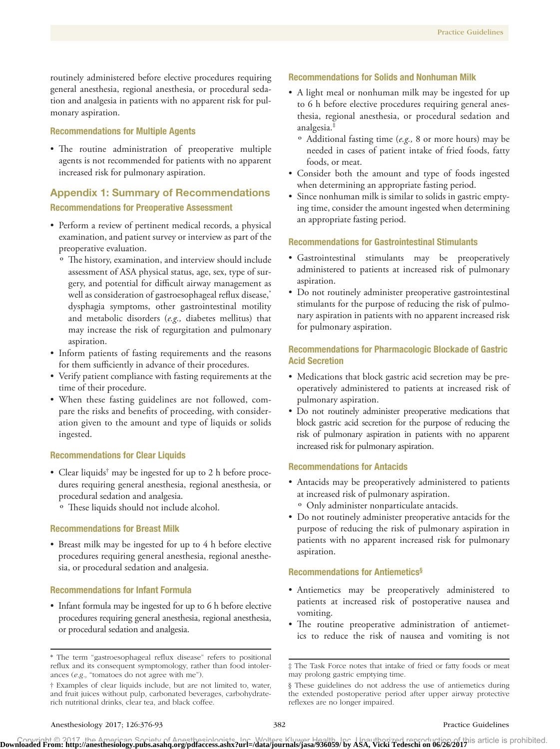routinely administered before elective procedures requiring general anesthesia, regional anesthesia, or procedural sedation and analgesia in patients with no apparent risk for pulmonary aspiration.

### Recommendations for Multiple Agents

- The routine administration of preoperative multiple agents is not recommended for patients with no apparent increased risk for pulmonary aspiration.

## Appendix 1: Summary of Recommendations

### Recommendations for Preoperative Assessment

- Perform a review of pertinent medical records, a physical examination, and patient survey or interview as part of the preoperative evaluation.
  - The history, examination, and interview should include assessment of ASA physical status, age, sex, type of surgery, and potential for difficult airway management as well as consideration of gastroesophageal reflux disease,* dysphagia symptoms, other gastrointestinal motility and metabolic disorders (*e.g.,* diabetes mellitus) that may increase the risk of regurgitation and pulmonary aspiration.
- Inform patients of fasting requirements and the reasons for them sufficiently in advance of their procedures.
- Verify patient compliance with fasting requirements at the time of their procedure.
- When these fasting guidelines are not followed, compare the risks and benefits of proceeding, with consideration given to the amount and type of liquids or solids ingested.

### Recommendations for Clear Liquids

- Clear liquids† may be ingested for up to 2 h before procedures requiring general anesthesia, regional anesthesia, or procedural sedation and analgesia.
  - These liquids should not include alcohol.

### Recommendations for Breast Milk

- Breast milk may be ingested for up to 4 h before elective procedures requiring general anesthesia, regional anesthesia, or procedural sedation and analgesia.

### Recommendations for Infant Formula

- Infant formula may be ingested for up to 6 h before elective procedures requiring general anesthesia, regional anesthesia, or procedural sedation and analgesia.

\* The term "gastroesophageal reflux disease" refers to positional reflux and its consequent symptomology, rather than food intolerances (*e.g.,* "tomatoes do not agree with me").

† Examples of clear liquids include, but are not limited to, water, and fruit juices without pulp, carbonated beverages, carbohydrate-rich nutritional drinks, clear tea, and black coffee.

### Recommendations for Solids and Nonhuman Milk

- A light meal or nonhuman milk may be ingested for up to 6 h before elective procedures requiring general anesthesia, regional anesthesia, or procedural sedation and analgesia.‡
  - Additional fasting time (*e.g.,* 8 or more hours) may be needed in cases of patient intake of fried foods, fatty foods, or meat.
- Consider both the amount and type of foods ingested when determining an appropriate fasting period.
- Since nonhuman milk is similar to solids in gastric emptying time, consider the amount ingested when determining an appropriate fasting period.

### Recommendations for Gastrointestinal Stimulants

- Gastrointestinal stimulants may be preoperatively administered to patients at increased risk of pulmonary aspiration.
- Do not routinely administer preoperative gastrointestinal stimulants for the purpose of reducing the risk of pulmonary aspiration in patients with no apparent increased risk for pulmonary aspiration.

### Recommendations for Pharmacologic Blockade of Gastric Acid Secretion

- Medications that block gastric acid secretion may be preoperatively administered to patients at increased risk of pulmonary aspiration.
- Do not routinely administer preoperative medications that block gastric acid secretion for the purpose of reducing the risk of pulmonary aspiration in patients with no apparent increased risk for pulmonary aspiration.

### Recommendations for Antacids

- Antacids may be preoperatively administered to patients at increased risk of pulmonary aspiration.
  - Only administer nonparticulate antacids.
- Do not routinely administer preoperative antacids for the purpose of reducing the risk of pulmonary aspiration in patients with no apparent increased risk for pulmonary aspiration.

### Recommendations for Antiemetics§

- Antiemetics may be preoperatively administered to patients at increased risk of postoperative nausea and vomiting.
- The routine preoperative administration of antiemetics to reduce the risk of nausea and vomiting is not

‡ The Task Force notes that intake of fried or fatty foods or meat may prolong gastric emptying time.

§ These guidelines do not address the use of antiemetics during the extended postoperative period after upper airway protective reflexes are no longer impaired.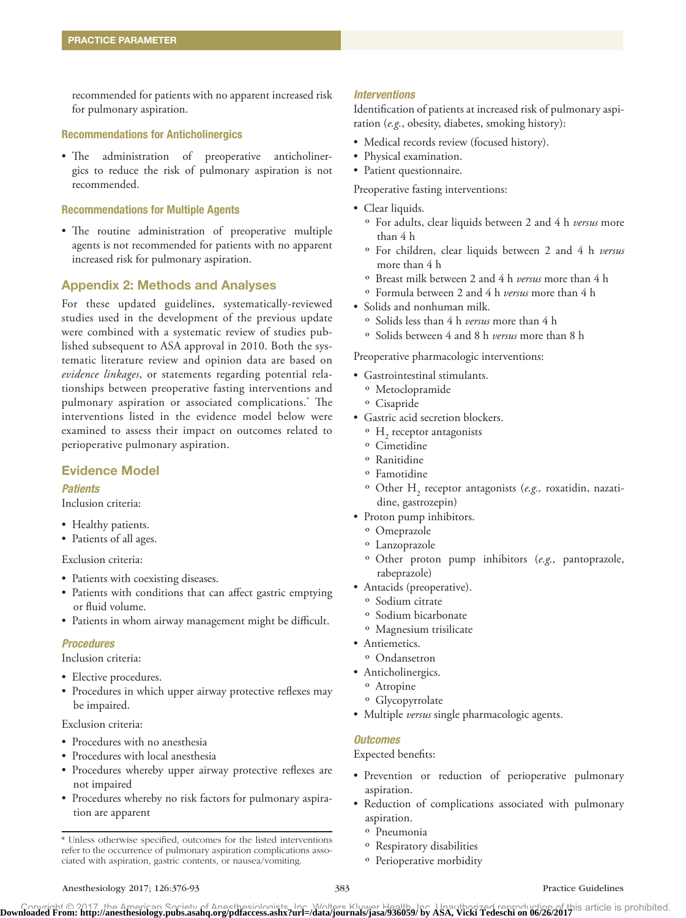recommended for patients with no apparent increased risk for pulmonary aspiration.

### Recommendations for Anticholinergics

- The administration of preoperative anticholinergics to reduce the risk of pulmonary aspiration is not recommended.

### Recommendations for Multiple Agents

- The routine administration of preoperative multiple agents is not recommended for patients with no apparent increased risk for pulmonary aspiration.

## Appendix 2: Methods and Analyses

For these updated guidelines, systematically-reviewed studies used in the development of the previous update were combined with a systematic review of studies published subsequent to ASA approval in 2010. Both the systematic literature review and opinion data are based on *evidence linkages*, or statements regarding potential relationships between preoperative fasting interventions and pulmonary aspiration or associated complications.* The interventions listed in the evidence model below were examined to assess their impact on outcomes related to perioperative pulmonary aspiration.

## Evidence Model

### *Patients*

Inclusion criteria:

- Healthy patients.
- Patients of all ages.

Exclusion criteria:

- Patients with coexisting diseases.
- Patients with conditions that can affect gastric emptying or fluid volume.
- Patients in whom airway management might be difficult.

### *Procedures*

Inclusion criteria:

- Elective procedures.
- Procedures in which upper airway protective reflexes may be impaired.

Exclusion criteria:

- Procedures with no anesthesia
- Procedures with local anesthesia
- Procedures whereby upper airway protective reflexes are not impaired
- Procedures whereby no risk factors for pulmonary aspiration are apparent

\* Unless otherwise specified, outcomes for the listed interventions refer to the occurrence of pulmonary aspiration complications associated with aspiration, gastric contents, or nausea/vomiting.

### *Interventions*

Identification of patients at increased risk of pulmonary aspiration (*e.g.*, obesity, diabetes, smoking history):

- Medical records review (focused history).
- Physical examination.
- Patient questionnaire.

Preoperative fasting interventions:

- Clear liquids.
  - For adults, clear liquids between 2 and 4 h *versus* more than 4 h
  - For children, clear liquids between 2 and 4 h *versus* more than 4 h
  - Breast milk between 2 and 4 h *versus* more than 4 h
  - Formula between 2 and 4 h *versus* more than 4 h
- Solids and nonhuman milk.
  - Solids less than 4 h *versus* more than 4 h
  - Solids between 4 and 8 h *versus* more than 8 h

Preoperative pharmacologic interventions:

- Gastrointestinal stimulants.
  - Metoclopramide
  - Cisapride
- Gastric acid secretion blockers.
  - $H_2$ receptor antagonists
  - Cimetidine
  - Ranitidine
  - Famotidine
  - Other $H_2$ receptor antagonists (*e.g.,* roxatidin, nazatidine, gastrozepin)
- Proton pump inhibitors.
  - Omeprazole
  - Lanzoprazole
  - Other proton pump inhibitors (*e.g.,* pantoprazole, rabeprazole)
- Antacids (preoperative).
  - Sodium citrate
  - Sodium bicarbonate
  - Magnesium trisilicate
- Antiemetics.
  - Ondansetron
- Anticholinergics.
  - Atropine
  - Glycopyrrolate
- Multiple *versus* single pharmacologic agents.

### *Outcomes*

Expected benefits:

- Prevention or reduction of perioperative pulmonary aspiration.
- Reduction of complications associated with pulmonary aspiration.
  - Pneumonia
  - Respiratory disabilities
  - Perioperative morbidity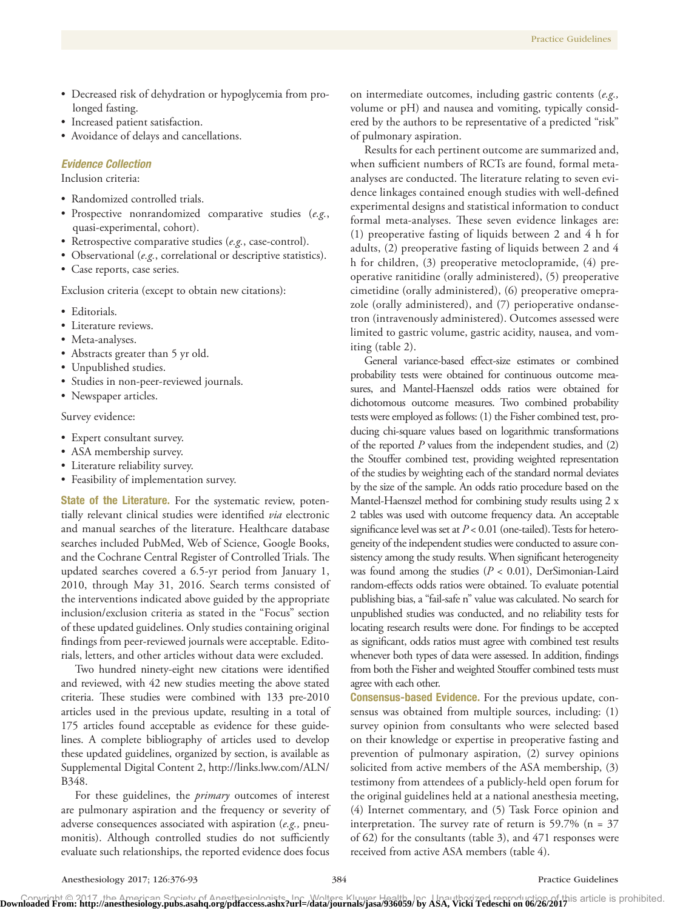- Decreased risk of dehydration or hypoglycemia from prolonged fasting.
- Increased patient satisfaction.
- Avoidance of delays and cancellations.

### *Evidence Collection*

Inclusion criteria:

- Randomized controlled trials.
- Prospective nonrandomized comparative studies (*e.g.*, quasi-experimental, cohort).
- Retrospective comparative studies (*e.g.*, case-control).
- Observational (*e.g.*, correlational or descriptive statistics).
- Case reports, case series.

Exclusion criteria (except to obtain new citations):

- Editorials.
- Literature reviews.
- Meta-analyses.
- Abstracts greater than 5 yr old.
- Unpublished studies.
- Studies in non-peer-reviewed journals.
- Newspaper articles.

Survey evidence:

- Expert consultant survey.
- ASA membership survey.
- Literature reliability survey.
- Feasibility of implementation survey.

**State of the Literature.** For the systematic review, potentially relevant clinical studies were identified *via* electronic and manual searches of the literature. Healthcare database searches included PubMed, Web of Science, Google Books, and the Cochrane Central Register of Controlled Trials. The updated searches covered a 6.5-yr period from January 1, 2010, through May 31, 2016. Search terms consisted of the interventions indicated above guided by the appropriate inclusion/exclusion criteria as stated in the "Focus" section of these updated guidelines. Only studies containing original findings from peer-reviewed journals were acceptable. Editorials, letters, and other articles without data were excluded.

Two hundred ninety-eight new citations were identified and reviewed, with 42 new studies meeting the above stated criteria. These studies were combined with 133 pre-2010 articles used in the previous update, resulting in a total of 175 articles found acceptable as evidence for these guidelines. A complete bibliography of articles used to develop these updated guidelines, organized by section, is available as Supplemental Digital Content 2, http://links.lww.com/ALN/B348.

For these guidelines, the *primary* outcomes of interest are pulmonary aspiration and the frequency or severity of adverse consequences associated with aspiration (*e.g.,* pneumonitis). Although controlled studies do not sufficiently evaluate such relationships, the reported evidence does focus on intermediate outcomes, including gastric contents (*e.g.,* volume or pH) and nausea and vomiting, typically considered by the authors to be representative of a predicted "risk" of pulmonary aspiration.

Results for each pertinent outcome are summarized and, when sufficient numbers of RCTs are found, formal meta-analyses are conducted. The literature relating to seven evidence linkages contained enough studies with well-defined experimental designs and statistical information to conduct formal meta-analyses. These seven evidence linkages are: (1) preoperative fasting of liquids between 2 and 4 h for adults, (2) preoperative fasting of liquids between 2 and 4 h for children, (3) preoperative metoclopramide, (4) preoperative ranitidine (orally administered), (5) preoperative cimetidine (orally administered), (6) preoperative omeprazole (orally administered), and (7) perioperative ondansetron (intravenously administered). Outcomes assessed were limited to gastric volume, gastric acidity, nausea, and vomiting (table 2).

General variance-based effect-size estimates or combined probability tests were obtained for continuous outcome measures, and Mantel-Haenszel odds ratios were obtained for dichotomous outcome measures. Two combined probability tests were employed as follows: (1) the Fisher combined test, producing chi-square values based on logarithmic transformations of the reported *P* values from the independent studies, and (2) the Stouffer combined test, providing weighted representation of the studies by weighting each of the standard normal deviates by the size of the sample. An odds ratio procedure based on the Mantel-Haenszel method for combining study results using 2 x 2 tables was used with outcome frequency data. An acceptable significance level was set at $P < 0.01$ (one-tailed). Tests for heterogeneity of the independent studies were conducted to assure consistency among the study results. When significant heterogeneity was found among the studies ($P < 0.01$), DerSimonian-Laird random-effects odds ratios were obtained. To evaluate potential publishing bias, a "fail-safe n" value was calculated. No search for unpublished studies was conducted, and no reliability tests for locating research results were done. For findings to be accepted as significant, odds ratios must agree with combined test results whenever both types of data were assessed. In addition, findings from both the Fisher and weighted Stouffer combined tests must agree with each other.

**Consensus-based Evidence.** For the previous update, consensus was obtained from multiple sources, including: (1) survey opinion from consultants who were selected based on their knowledge or expertise in preoperative fasting and prevention of pulmonary aspiration, (2) survey opinions solicited from active members of the ASA membership, (3) testimony from attendees of a publicly-held open forum for the original guidelines held at a national anesthesia meeting, (4) Internet commentary, and (5) Task Force opinion and interpretation. The survey rate of return is 59.7% (n = 37 of 62) for the consultants (table 3), and 471 responses were received from active ASA members (table 4).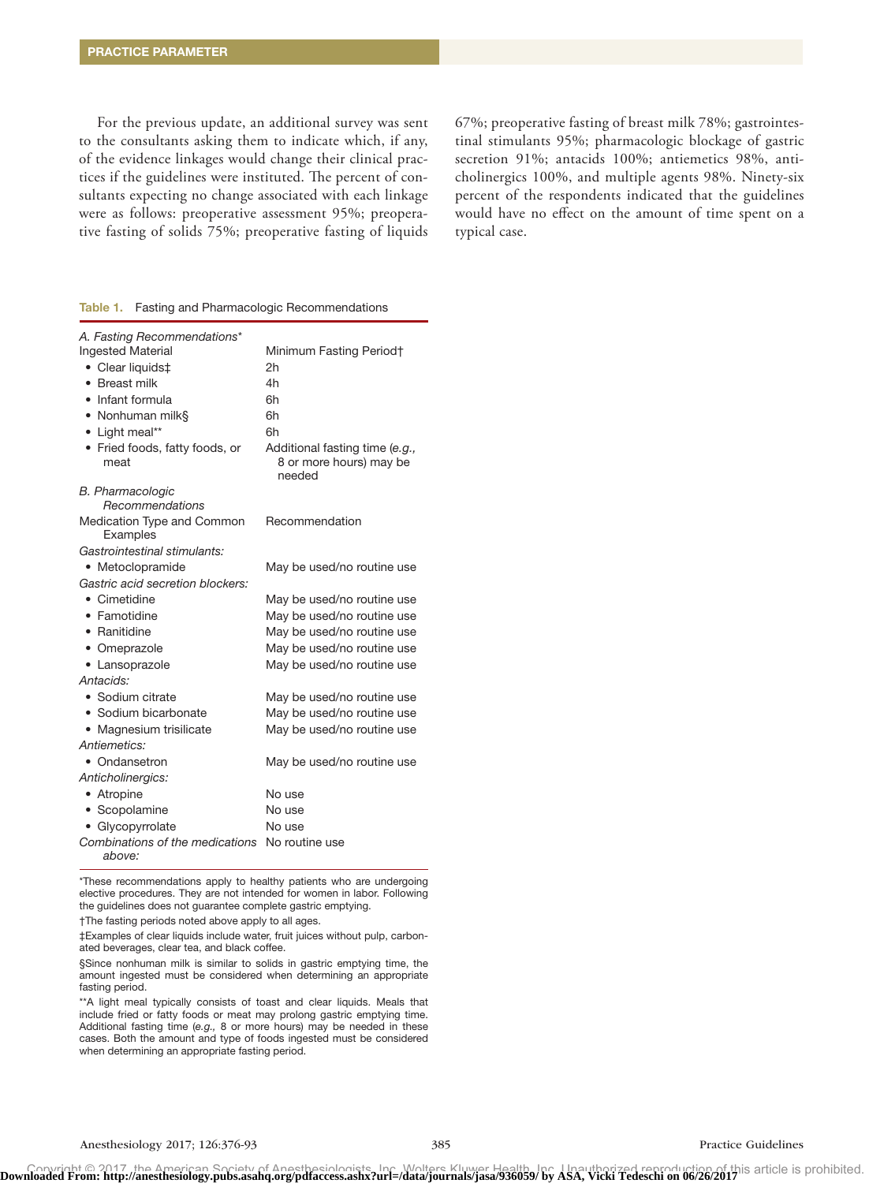For the previous update, an additional survey was sent to the consultants asking them to indicate which, if any, of the evidence linkages would change their clinical practices if the guidelines were instituted. The percent of consultants expecting no change associated with each linkage were as follows: preoperative assessment 95%; preoperative fasting of solids 75%; preoperative fasting of liquids 67%; preoperative fasting of breast milk 78%; gastrointestinal stimulants 95%; pharmacologic blockage of gastric secretion 91%; antacids 100%; antiemetics 98%, anticholinergics 100%, and multiple agents 98%. Ninety-six percent of the respondents indicated that the guidelines would have no effect on the amount of time spent on a typical case.

**Table 1.** Fasting and Pharmacologic Recommendations

| *A. Fasting Recommendations** | |
|---|---|
| Ingested Material | Minimum Fasting Period† |
| • Clear liquids‡ | 2h |
| • Breast milk | 4h |
| • Infant formula | 6h |
| • Nonhuman milk§ | 6h |
| • Light meal** | 6h |
| • Fried foods, fatty foods, or meat | Additional fasting time (*e.g.,* 8 or more hours) may be needed |
| *B. Pharmacologic Recommendations* | |
| Medication Type and Common Examples | Recommendation |
| *Gastrointestinal stimulants:* | |
| • Metoclopramide | May be used/no routine use |
| *Gastric acid secretion blockers:* | |
| • Cimetidine | May be used/no routine use |
| • Famotidine | May be used/no routine use |
| • Ranitidine | May be used/no routine use |
| • Omeprazole | May be used/no routine use |
| • Lansoprazole | May be used/no routine use |
| *Antacids:* | |
| • Sodium citrate | May be used/no routine use |
| • Sodium bicarbonate | May be used/no routine use |
| • Magnesium trisilicate | May be used/no routine use |
| *Antiemetics:* | |
| • Ondansetron | May be used/no routine use |
| *Anticholinergics:* | |
| • Atropine | No use |
| • Scopolamine | No use |
| • Glycopyrrolate | No use |
| *Combinations of the medications above:* | No routine use |

*These recommendations apply to healthy patients who are undergoing elective procedures. They are not intended for women in labor. Following the guidelines does not guarantee complete gastric emptying.

†The fasting periods noted above apply to all ages.

‡Examples of clear liquids include water, fruit juices without pulp, carbonated beverages, clear tea, and black coffee.

§Since nonhuman milk is similar to solids in gastric emptying time, the amount ingested must be considered when determining an appropriate fasting period.

**A light meal typically consists of toast and clear liquids. Meals that include fried or fatty foods or meat may prolong gastric emptying time. Additional fasting time (*e.g.,* 8 or more hours) may be needed in these cases. Both the amount and type of foods ingested must be considered when determining an appropriate fasting period.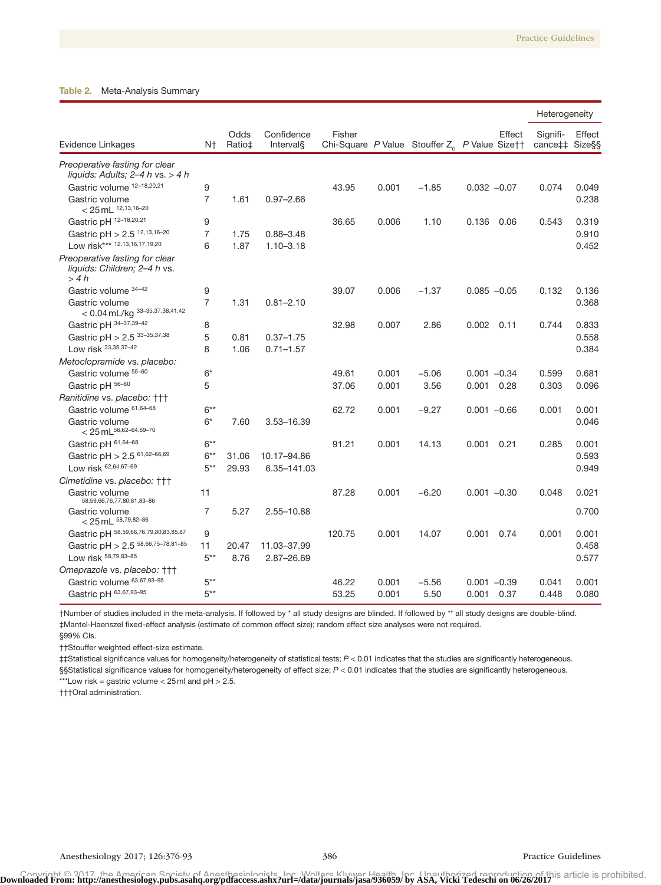**Table 2.** Meta-Analysis Summary

| Evidence Linkages | N† | Odds Ratio‡ | Confidence Interval§ | Fisher Chi-Square | *P* Value | Stouffer $Z_c$ | *P* Value | Effect Size†† | Heterogeneity Significance‡‡ | Heterogeneity Effect Size§§ |
|---|---|---|---|---|---|---|---|---|---|---|
| *Preoperative fasting for clear liquids: Adults; 2–4 h vs. > 4 h* | | | | | | | | | | |
| Gastric volume [12–18,20,21] | 9 | | | 43.95 | 0.001 | −1.85 | 0.032 | −0.07 | 0.074 | 0.049 |
| Gastric volume < 25 mL [12,13,16–20] | 7 | 1.61 | 0.97–2.66 | | | | | | | 0.238 |
| Gastric pH [12–18,20,21] | 9 | | | 36.65 | 0.006 | 1.10 | 0.136 | 0.06 | 0.543 | 0.319 |
| Gastric pH > 2.5 [12,13,16–20] | 7 | 1.75 | 0.88–3.48 | | | | | | | 0.910 |
| Low risk*** [12,13,16,17,19,20] | 6 | 1.87 | 1.10–3.18 | | | | | | | 0.452 |
| *Preoperative fasting for clear liquids: Children; 2–4 h vs. > 4 h* | | | | | | | | | | |
| Gastric volume [34–42] | 9 | | | 39.07 | 0.006 | −1.37 | 0.085 | −0.05 | 0.132 | 0.136 |
| Gastric volume < 0.04 mL/kg [33–35,37,38,41,42] | 7 | 1.31 | 0.81–2.10 | | | | | | | 0.368 |
| Gastric pH [34–37,39–42] | 8 | | | 32.98 | 0.007 | 2.86 | 0.002 | 0.11 | 0.744 | 0.833 |
| Gastric pH > 2.5 [33–35,37,38] | 5 | 0.81 | 0.37–1.75 | | | | | | | 0.558 |
| Low risk [33,35,37–42] | 8 | 1.06 | 0.71–1.57 | | | | | | | 0.384 |
| *Metoclopramide vs. placebo:* | | | | | | | | | | |
| Gastric volume [55–60] | 6* | | | 49.61 | 0.001 | −5.06 | 0.001 | −0.34 | 0.599 | 0.681 |
| Gastric pH [56–60] | 5 | | | 37.06 | 0.001 | 3.56 | 0.001 | 0.28 | 0.303 | 0.096 |
| *Ranitidine vs. placebo:* ††† | | | | | | | | | | |
| Gastric volume [61,64–68] | 6** | | | 62.72 | 0.001 | −9.27 | 0.001 | −0.66 | 0.001 | 0.001 |
| Gastric volume < 25 mL [56,62–64,69–70] | 6* | 7.60 | 3.53–16.39 | | | | | | | 0.046 |
| Gastric pH [61,64–68] | 6** | | | 91.21 | 0.001 | 14.13 | 0.001 | 0.21 | 0.285 | 0.001 |
| Gastric pH > 2.5 [61,62–66,69] | 6** | 31.06 | 10.17–94.86 | | | | | | | 0.593 |
| Low risk [62,64,67–69] | 5** | 29.93 | 6.35–141.03 | | | | | | | 0.949 |
| *Cimetidine vs. placebo:* ††† | | | | | | | | | | |
| Gastric volume [58,59,66,76,77,80,81,83–86] | 11 | | | 87.28 | 0.001 | −6.20 | 0.001 | −0.30 | 0.048 | 0.021 |
| Gastric volume < 25 mL [58,79,82–86] | 7 | 5.27 | 2.55–10.88 | | | | | | | 0.700 |
| Gastric pH [58,59,66,76,79,80,83,85,87] | 9 | | | 120.75 | 0.001 | 14.07 | 0.001 | 0.74 | 0.001 | 0.001 |
| Gastric pH > 2.5 [58,66,75–78,81–85] | 11 | 20.47 | 11.03–37.99 | | | | | | | 0.458 |
| Low risk [58,79,83–85] | 5** | 8.76 | 2.87–26.69 | | | | | | | 0.577 |
| *Omeprazole vs. placebo:* ††† | | | | | | | | | | |
| Gastric volume [63,67,93–95] | 5** | | | 46.22 | 0.001 | −5.56 | 0.001 | −0.39 | 0.041 | 0.001 |
| Gastric pH [63,67,93–95] | 5** | | | 53.25 | 0.001 | 5.50 | 0.001 | 0.37 | 0.448 | 0.080 |

†Number of studies included in the meta-analysis. If followed by * all study designs are blinded. If followed by ** all study designs are double-blind.

‡Mantel-Haenszel fixed-effect analysis (estimate of common effect size); random effect size analyses were not required.

§99% CIs.

††Stouffer weighted effect-size estimate.

‡‡Statistical significance values for homogeneity/heterogeneity of statistical tests; $P < 0.01$ indicates that the studies are significantly heterogeneous.

§§Statistical significance values for homogeneity/heterogeneity of effect size; $P < 0.01$ indicates that the studies are significantly heterogeneous.

***Low risk = gastric volume < 25 ml and pH > 2.5.

†††Oral administration.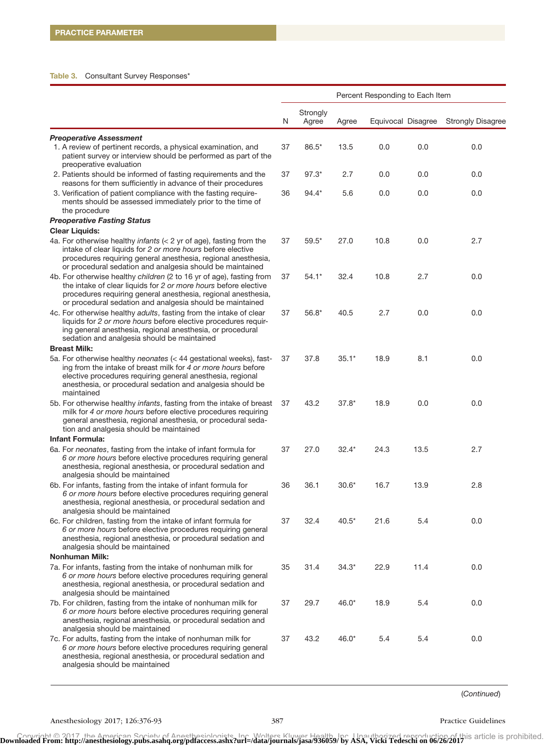Table 3. Consultant Survey Responses*

| | | Percent Responding to Each Item | | | | |
|---|---|---|---|---|---|---|
| | N | Strongly Agree | Agree | Equivocal | Disagree | Strongly Disagree |
| ***Preoperative Assessment*** | | | | | | |
| 1. A review of pertinent records, a physical examination, and patient survey or interview should be performed as part of the preoperative evaluation | 37 | 86.5* | 13.5 | 0.0 | 0.0 | 0.0 |
| 2. Patients should be informed of fasting requirements and the reasons for them sufficiently in advance of their procedures | 37 | 97.3* | 2.7 | 0.0 | 0.0 | 0.0 |
| 3. Verification of patient compliance with the fasting requirements should be assessed immediately prior to the time of the procedure | 36 | 94.4* | 5.6 | 0.0 | 0.0 | 0.0 |
| ***Preoperative Fasting Status*** | | | | | | |
| **Clear Liquids:** | | | | | | |
| 4a. For otherwise healthy *infants* (< 2 yr of age), fasting from the intake of clear liquids for *2 or more hours* before elective procedures requiring general anesthesia, regional anesthesia, or procedural sedation and analgesia should be maintained | 37 | 59.5* | 27.0 | 10.8 | 0.0 | 2.7 |
| 4b. For otherwise healthy *children* (2 to 16 yr of age), fasting from the intake of clear liquids for *2 or more hours* before elective procedures requiring general anesthesia, regional anesthesia, or procedural sedation and analgesia should be maintained | 37 | 54.1* | 32.4 | 10.8 | 2.7 | 0.0 |
| 4c. For otherwise healthy *adults*, fasting from the intake of clear liquids for *2 or more hours* before elective procedures requiring general anesthesia, regional anesthesia, or procedural sedation and analgesia should be maintained | 37 | 56.8* | 40.5 | 2.7 | 0.0 | 0.0 |
| **Breast Milk:** | | | | | | |
| 5a. For otherwise healthy *neonates* (< 44 gestational weeks), fasting from the intake of breast milk for *4 or more hours* before elective procedures requiring general anesthesia, regional anesthesia, or procedural sedation and analgesia should be maintained | 37 | 37.8 | 35.1* | 18.9 | 8.1 | 0.0 |
| 5b. For otherwise healthy *infants*, fasting from the intake of breast milk for *4 or more hours* before elective procedures requiring general anesthesia, regional anesthesia, or procedural sedation and analgesia should be maintained | 37 | 43.2 | 37.8* | 18.9 | 0.0 | 0.0 |
| **Infant Formula:** | | | | | | |
| 6a. For *neonates*, fasting from the intake of infant formula for *6 or more hours* before elective procedures requiring general anesthesia, regional anesthesia, or procedural sedation and analgesia should be maintained | 37 | 27.0 | 32.4* | 24.3 | 13.5 | 2.7 |
| 6b. For infants, fasting from the intake of infant formula for *6 or more hours* before elective procedures requiring general anesthesia, regional anesthesia, or procedural sedation and analgesia should be maintained | 36 | 36.1 | 30.6* | 16.7 | 13.9 | 2.8 |
| 6c. For children, fasting from the intake of infant formula for *6 or more hours* before elective procedures requiring general anesthesia, regional anesthesia, or procedural sedation and analgesia should be maintained | 37 | 32.4 | 40.5* | 21.6 | 5.4 | 0.0 |
| **Nonhuman Milk:** | | | | | | |
| 7a. For infants, fasting from the intake of nonhuman milk for *6 or more hours* before elective procedures requiring general anesthesia, regional anesthesia, or procedural sedation and analgesia should be maintained | 35 | 31.4 | 34.3* | 22.9 | 11.4 | 0.0 |
| 7b. For children, fasting from the intake of nonhuman milk for *6 or more hours* before elective procedures requiring general anesthesia, regional anesthesia, or procedural sedation and analgesia should be maintained | 37 | 29.7 | 46.0* | 18.9 | 5.4 | 0.0 |
| 7c. For adults, fasting from the intake of nonhuman milk for *6 or more hours* before elective procedures requiring general anesthesia, regional anesthesia, or procedural sedation and analgesia should be maintained | 37 | 43.2 | 46.0* | 5.4 | 5.4 | 0.0 |

(*Continued*)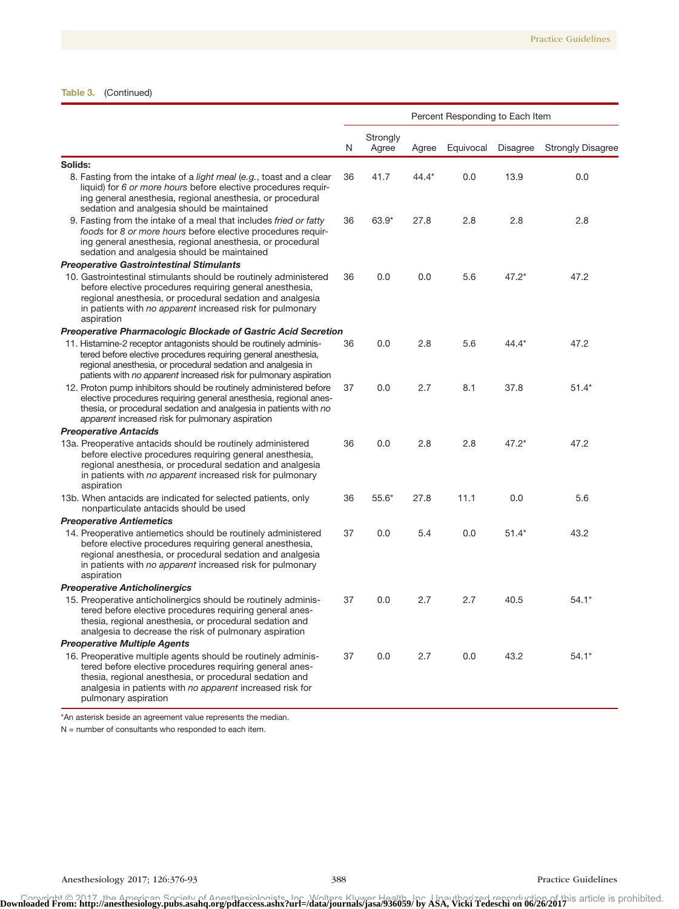**Table 3.** (Continued)

| | Percent Responding to Each Item | | | | | |
|---|---|---|---|---|---|---|
| | N | Strongly Agree | Agree | Equivocal | Disagree | Strongly Disagree |
| **Solids:** | | | | | | |
| 8. Fasting from the intake of a *light meal* (*e.g.*, toast and a clear liquid) for *6 or more hours* before elective procedures requiring general anesthesia, regional anesthesia, or procedural sedation and analgesia should be maintained | 36 | 41.7 | 44.4* | 0.0 | 13.9 | 0.0 |
| 9. Fasting from the intake of a meal that includes *fried or fatty foods* for *8 or more hours* before elective procedures requiring general anesthesia, regional anesthesia, or procedural sedation and analgesia should be maintained | 36 | 63.9* | 27.8 | 2.8 | 2.8 | 2.8 |
| ***Preoperative Gastrointestinal Stimulants*** | | | | | | |
| 10. Gastrointestinal stimulants should be routinely administered before elective procedures requiring general anesthesia, regional anesthesia, or procedural sedation and analgesia in patients with *no apparent* increased risk for pulmonary aspiration | 36 | 0.0 | 0.0 | 5.6 | 47.2* | 47.2 |
| ***Preoperative Pharmacologic Blockade of Gastric Acid Secretion*** | | | | | | |
| 11. Histamine-2 receptor antagonists should be routinely administered before elective procedures requiring general anesthesia, regional anesthesia, or procedural sedation and analgesia in patients with *no apparent* increased risk for pulmonary aspiration | 36 | 0.0 | 2.8 | 5.6 | 44.4* | 47.2 |
| 12. Proton pump inhibitors should be routinely administered before elective procedures requiring general anesthesia, regional anesthesia, or procedural sedation and analgesia in patients with *no apparent* increased risk for pulmonary aspiration | 37 | 0.0 | 2.7 | 8.1 | 37.8 | 51.4* |
| ***Preoperative Antacids*** | | | | | | |
| 13a. Preoperative antacids should be routinely administered before elective procedures requiring general anesthesia, regional anesthesia, or procedural sedation and analgesia in patients with *no apparent* increased risk for pulmonary aspiration | 36 | 0.0 | 2.8 | 2.8 | 47.2* | 47.2 |
| 13b. When antacids are indicated for selected patients, only nonparticulate antacids should be used | 36 | 55.6* | 27.8 | 11.1 | 0.0 | 5.6 |
| ***Preoperative Antiemetics*** | | | | | | |
| 14. Preoperative antiemetics should be routinely administered before elective procedures requiring general anesthesia, regional anesthesia, or procedural sedation and analgesia in patients with *no apparent* increased risk for pulmonary aspiration | 37 | 0.0 | 5.4 | 0.0 | 51.4* | 43.2 |
| ***Preoperative Anticholinergics*** | | | | | | |
| 15. Preoperative anticholinergics should be routinely administered before elective procedures requiring general anesthesia, regional anesthesia, or procedural sedation and analgesia to decrease the risk of pulmonary aspiration | 37 | 0.0 | 2.7 | 2.7 | 40.5 | 54.1* |
| ***Preoperative Multiple Agents*** | | | | | | |
| 16. Preoperative multiple agents should be routinely administered before elective procedures requiring general anesthesia, regional anesthesia, or procedural sedation and analgesia in patients with *no apparent* increased risk for pulmonary aspiration | 37 | 0.0 | 2.7 | 0.0 | 43.2 | 54.1* |

*An asterisk beside an agreement value represents the median.

N = number of consultants who responded to each item.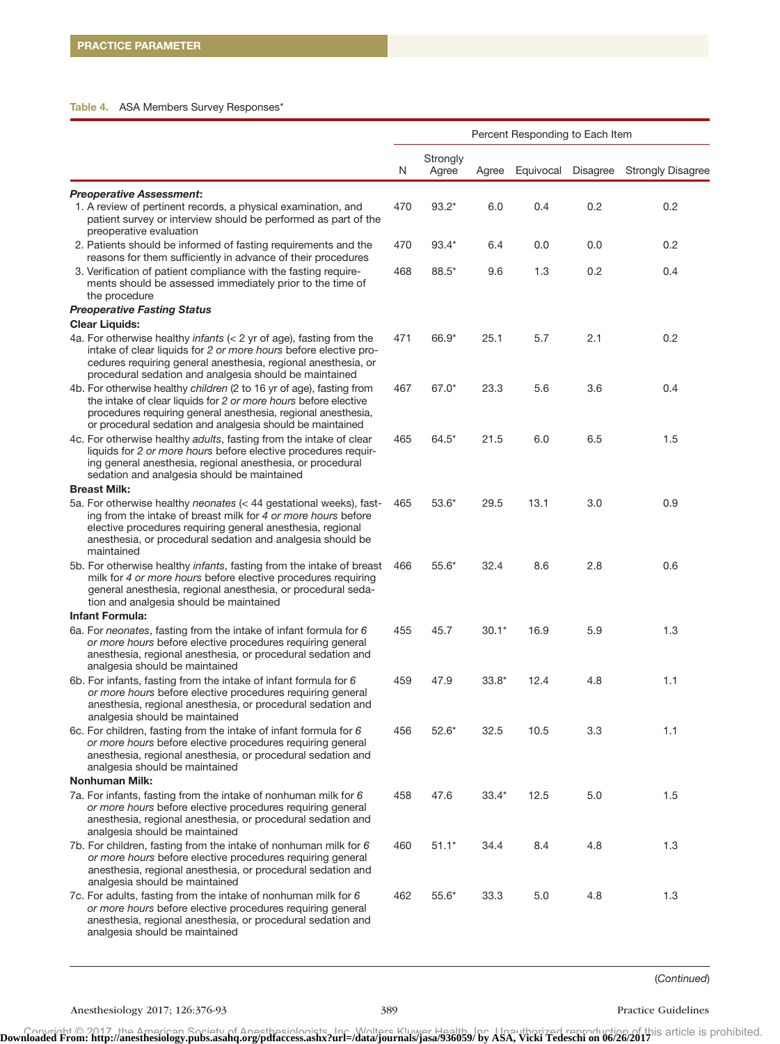Table 4. ASA Members Survey Responses*

| | | Percent Responding to Each Item | | | | |
|---|---|---|---|---|---|---|
| | N | Strongly Agree | Agree | Equivocal | Disagree | Strongly Disagree |
| ***Preoperative Assessment*:** | | | | | | |
| 1. A review of pertinent records, a physical examination, and patient survey or interview should be performed as part of the preoperative evaluation | 470 | 93.2* | 6.0 | 0.4 | 0.2 | 0.2 |
| 2. Patients should be informed of fasting requirements and the reasons for them sufficiently in advance of their procedures | 470 | 93.4* | 6.4 | 0.0 | 0.0 | 0.2 |
| 3. Verification of patient compliance with the fasting requirements should be assessed immediately prior to the time of the procedure | 468 | 88.5* | 9.6 | 1.3 | 0.2 | 0.4 |
| ***Preoperative Fasting Status*** | | | | | | |
| **Clear Liquids:** | | | | | | |
| 4a. For otherwise healthy *infants* (< 2 yr of age), fasting from the intake of clear liquids for *2 or more hours* before elective procedures requiring general anesthesia, regional anesthesia, or procedural sedation and analgesia should be maintained | 471 | 66.9* | 25.1 | 5.7 | 2.1 | 0.2 |
| 4b. For otherwise healthy *children* (2 to 16 yr of age), fasting from the intake of clear liquids for *2 or more hours* before elective procedures requiring general anesthesia, regional anesthesia, or procedural sedation and analgesia should be maintained | 467 | 67.0* | 23.3 | 5.6 | 3.6 | 0.4 |
| 4c. For otherwise healthy *adults*, fasting from the intake of clear liquids for *2 or more hours* before elective procedures requiring general anesthesia, regional anesthesia, or procedural sedation and analgesia should be maintained | 465 | 64.5* | 21.5 | 6.0 | 6.5 | 1.5 |
| **Breast Milk:** | | | | | | |
| 5a. For otherwise healthy *neonates* (< 44 gestational weeks), fasting from the intake of breast milk for *4 or more hours* before elective procedures requiring general anesthesia, regional anesthesia, or procedural sedation and analgesia should be maintained | 465 | 53.6* | 29.5 | 13.1 | 3.0 | 0.9 |
| 5b. For otherwise healthy *infants*, fasting from the intake of breast milk for *4 or more hours* before elective procedures requiring general anesthesia, regional anesthesia, or procedural sedation and analgesia should be maintained | 466 | 55.6* | 32.4 | 8.6 | 2.8 | 0.6 |
| **Infant Formula:** | | | | | | |
| 6a. For *neonates*, fasting from the intake of infant formula for *6 or more hours* before elective procedures requiring general anesthesia, regional anesthesia, or procedural sedation and analgesia should be maintained | 455 | 45.7 | 30.1* | 16.9 | 5.9 | 1.3 |
| 6b. For infants, fasting from the intake of infant formula for *6 or more hours* before elective procedures requiring general anesthesia, regional anesthesia, or procedural sedation and analgesia should be maintained | 459 | 47.9 | 33.8* | 12.4 | 4.8 | 1.1 |
| 6c. For children, fasting from the intake of infant formula for *6 or more hours* before elective procedures requiring general anesthesia, regional anesthesia, or procedural sedation and analgesia should be maintained | 456 | 52.6* | 32.5 | 10.5 | 3.3 | 1.1 |
| **Nonhuman Milk:** | | | | | | |
| 7a. For infants, fasting from the intake of nonhuman milk for *6 or more hours* before elective procedures requiring general anesthesia, regional anesthesia, or procedural sedation and analgesia should be maintained | 458 | 47.6 | 33.4* | 12.5 | 5.0 | 1.5 |
| 7b. For children, fasting from the intake of nonhuman milk for *6 or more hours* before elective procedures requiring general anesthesia, regional anesthesia, or procedural sedation and analgesia should be maintained | 460 | 51.1* | 34.4 | 8.4 | 4.8 | 1.3 |
| 7c. For adults, fasting from the intake of nonhuman milk for *6 or more hours* before elective procedures requiring general anesthesia, regional anesthesia, or procedural sedation and analgesia should be maintained | 462 | 55.6* | 33.3 | 5.0 | 4.8 | 1.3 |

(*Continued*)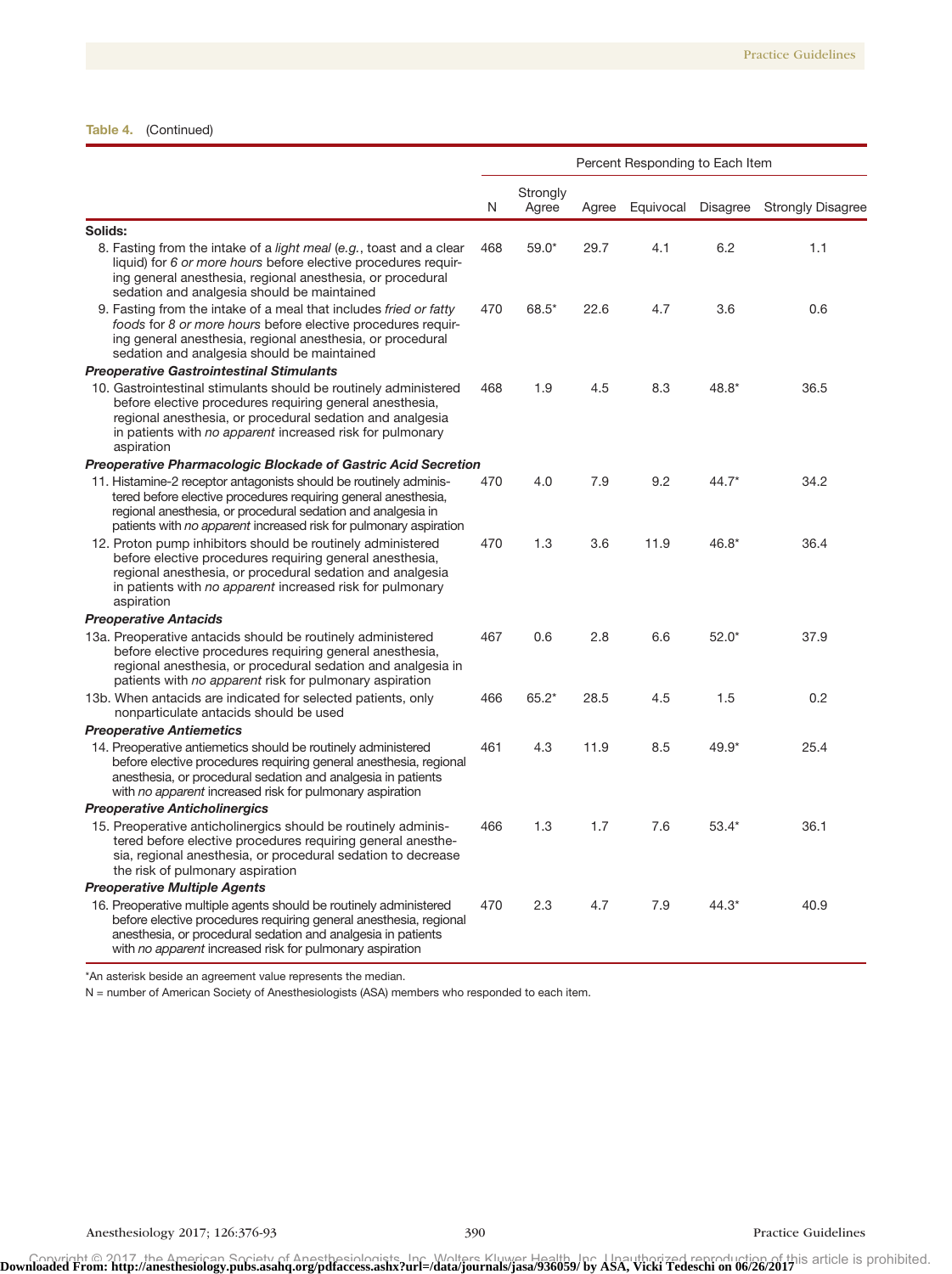**Table 4.** (Continued)

| | Percent Responding to Each Item | | | | | |
|---|---|---|---|---|---|---|
| | N | Strongly Agree | Agree | Equivocal | Disagree | Strongly Disagree |
| **Solids:** | | | | | | |
| 8. Fasting from the intake of a *light meal* (*e.g.*, toast and a clear liquid) for *6 or more hours* before elective procedures requiring general anesthesia, regional anesthesia, or procedural sedation and analgesia should be maintained | 468 | 59.0* | 29.7 | 4.1 | 6.2 | 1.1 |
| 9. Fasting from the intake of a meal that includes *fried or fatty foods* for *8 or more hours* before elective procedures requiring general anesthesia, regional anesthesia, or procedural sedation and analgesia should be maintained | 470 | 68.5* | 22.6 | 4.7 | 3.6 | 0.6 |
| ***Preoperative Gastrointestinal Stimulants*** | | | | | | |
| 10. Gastrointestinal stimulants should be routinely administered before elective procedures requiring general anesthesia, regional anesthesia, or procedural sedation and analgesia in patients with *no apparent* increased risk for pulmonary aspiration | 468 | 1.9 | 4.5 | 8.3 | 48.8* | 36.5 |
| ***Preoperative Pharmacologic Blockade of Gastric Acid Secretion*** | | | | | | |
| 11. Histamine-2 receptor antagonists should be routinely administered before elective procedures requiring general anesthesia, regional anesthesia, or procedural sedation and analgesia in patients with *no apparent* increased risk for pulmonary aspiration | 470 | 4.0 | 7.9 | 9.2 | 44.7* | 34.2 |
| 12. Proton pump inhibitors should be routinely administered before elective procedures requiring general anesthesia, regional anesthesia, or procedural sedation and analgesia in patients with *no apparent* increased risk for pulmonary aspiration | 470 | 1.3 | 3.6 | 11.9 | 46.8* | 36.4 |
| ***Preoperative Antacids*** | | | | | | |
| 13a. Preoperative antacids should be routinely administered before elective procedures requiring general anesthesia, regional anesthesia, or procedural sedation and analgesia in patients with *no apparent* risk for pulmonary aspiration | 467 | 0.6 | 2.8 | 6.6 | 52.0* | 37.9 |
| 13b. When antacids are indicated for selected patients, only nonparticulate antacids should be used | 466 | 65.2* | 28.5 | 4.5 | 1.5 | 0.2 |
| ***Preoperative Antiemetics*** | | | | | | |
| 14. Preoperative antiemetics should be routinely administered before elective procedures requiring general anesthesia, regional anesthesia, or procedural sedation and analgesia in patients with *no apparent* increased risk for pulmonary aspiration | 461 | 4.3 | 11.9 | 8.5 | 49.9* | 25.4 |
| ***Preoperative Anticholinergics*** | | | | | | |
| 15. Preoperative anticholinergics should be routinely administered before elective procedures requiring general anesthesia, regional anesthesia, or procedural sedation to decrease the risk of pulmonary aspiration | 466 | 1.3 | 1.7 | 7.6 | 53.4* | 36.1 |
| ***Preoperative Multiple Agents*** | | | | | | |
| 16. Preoperative multiple agents should be routinely administered before elective procedures requiring general anesthesia, regional anesthesia, or procedural sedation and analgesia in patients with *no apparent* increased risk for pulmonary aspiration | 470 | 2.3 | 4.7 | 7.9 | 44.3* | 40.9 |

*An asterisk beside an agreement value represents the median.

N = number of American Society of Anesthesiologists (ASA) members who responded to each item.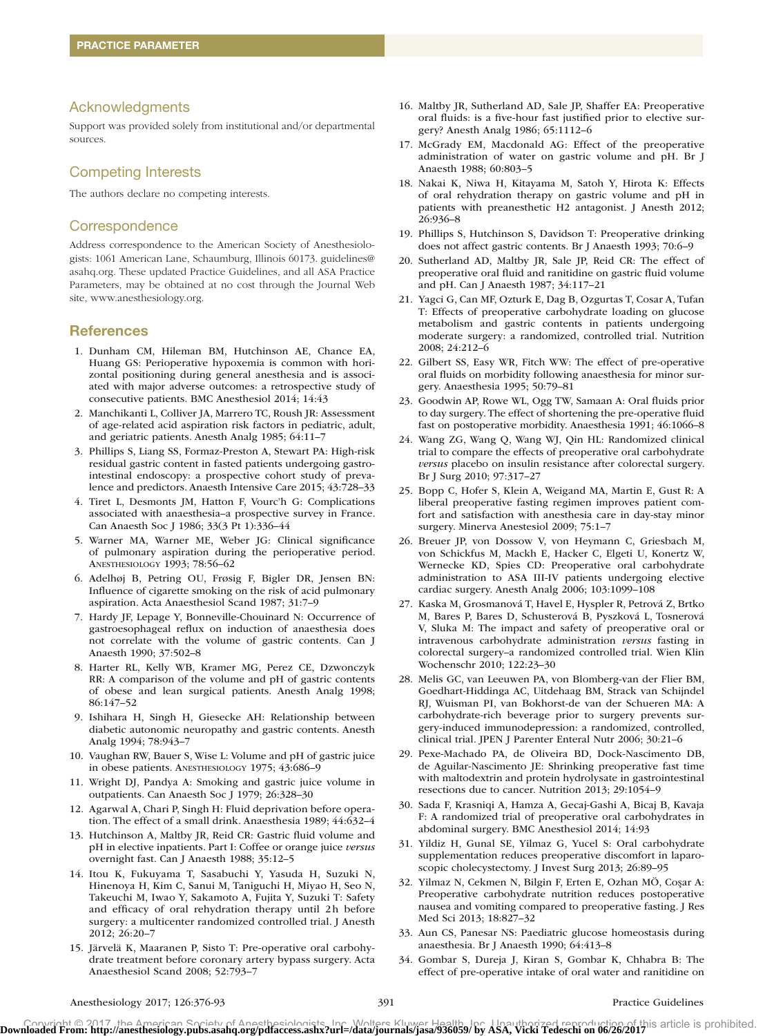## Acknowledgments

Support was provided solely from institutional and/or departmental sources.

## Competing Interests

The authors declare no competing interests.

## Correspondence

Address correspondence to the American Society of Anesthesiologists: 1061 American Lane, Schaumburg, Illinois 60173. guidelines@asahq.org. These updated Practice Guidelines, and all ASA Practice Parameters, may be obtained at no cost through the Journal Web site, www.anesthesiology.org.

## References

1. Dunham CM, Hileman BM, Hutchinson AE, Chance EA, Huang GS: Perioperative hypoxemia is common with horizontal positioning during general anesthesia and is associated with major adverse outcomes: a retrospective study of consecutive patients. BMC Anesthesiol 2014; 14:43
2. Manchikanti L, Colliver JA, Marrero TC, Roush JR: Assessment of age-related acid aspiration risk factors in pediatric, adult, and geriatric patients. Anesth Analg 1985; 64:11–7
3. Phillips S, Liang SS, Formaz-Preston A, Stewart PA: High-risk residual gastric content in fasted patients undergoing gastrointestinal endoscopy: a prospective cohort study of prevalence and predictors. Anaesth Intensive Care 2015; 43:728–33
4. Tiret L, Desmonts JM, Hatton F, Vourc'h G: Complications associated with anaesthesia–a prospective survey in France. Can Anaesth Soc J 1986; 33(3 Pt 1):336–44
5. Warner MA, Warner ME, Weber JG: Clinical significance of pulmonary aspiration during the perioperative period. Anesthesiology 1993; 78:56–62
6. Adelhøj B, Petring OU, Frøsig F, Bigler DR, Jensen BN: Influence of cigarette smoking on the risk of acid pulmonary aspiration. Acta Anaesthesiol Scand 1987; 31:7–9
7. Hardy JF, Lepage Y, Bonneville-Chouinard N: Occurrence of gastroesophageal reflux on induction of anaesthesia does not correlate with the volume of gastric contents. Can J Anaesth 1990; 37:502–8
8. Harter RL, Kelly WB, Kramer MG, Perez CE, Dzwonczyk RR: A comparison of the volume and pH of gastric contents of obese and lean surgical patients. Anesth Analg 1998; 86:147–52
9. Ishihara H, Singh H, Giesecke AH: Relationship between diabetic autonomic neuropathy and gastric contents. Anesth Analg 1994; 78:943–7
10. Vaughan RW, Bauer S, Wise L: Volume and pH of gastric juice in obese patients. Anesthesiology 1975; 43:686–9
11. Wright DJ, Pandya A: Smoking and gastric juice volume in outpatients. Can Anaesth Soc J 1979; 26:328–30
12. Agarwal A, Chari P, Singh H: Fluid deprivation before operation. The effect of a small drink. Anaesthesia 1989; 44:632–4
13. Hutchinson A, Maltby JR, Reid CR: Gastric fluid volume and pH in elective inpatients. Part I: Coffee or orange juice *versus* overnight fast. Can J Anaesth 1988; 35:12–5
14. Itou K, Fukuyama T, Sasabuchi Y, Yasuda H, Suzuki N, Hinenoya H, Kim C, Sanui M, Taniguchi H, Miyao H, Seo N, Takeuchi M, Iwao Y, Sakamoto A, Fujita Y, Suzuki T: Safety and efficacy of oral rehydration therapy until 2h before surgery: a multicenter randomized controlled trial. J Anesth 2012; 26:20–7
15. Järvelä K, Maaranen P, Sisto T: Pre-operative oral carbohydrate treatment before coronary artery bypass surgery. Acta Anaesthesiol Scand 2008; 52:793–7
16. Maltby JR, Sutherland AD, Sale JP, Shaffer EA: Preoperative oral fluids: is a five-hour fast justified prior to elective surgery? Anesth Analg 1986; 65:1112–6
17. McGrady EM, Macdonald AG: Effect of the preoperative administration of water on gastric volume and pH. Br J Anaesth 1988; 60:803–5
18. Nakai K, Niwa H, Kitayama M, Satoh Y, Hirota K: Effects of oral rehydration therapy on gastric volume and pH in patients with preanesthetic H2 antagonist. J Anesth 2012; 26:936–8
19. Phillips S, Hutchinson S, Davidson T: Preoperative drinking does not affect gastric contents. Br J Anaesth 1993; 70:6–9
20. Sutherland AD, Maltby JR, Sale JP, Reid CR: The effect of preoperative oral fluid and ranitidine on gastric fluid volume and pH. Can J Anaesth 1987; 34:117–21
21. Yagci G, Can MF, Ozturk E, Dag B, Ozgurtas T, Cosar A, Tufan T: Effects of preoperative carbohydrate loading on glucose metabolism and gastric contents in patients undergoing moderate surgery: a randomized, controlled trial. Nutrition 2008; 24:212–6
22. Gilbert SS, Easy WR, Fitch WW: The effect of pre-operative oral fluids on morbidity following anaesthesia for minor surgery. Anaesthesia 1995; 50:79–81
23. Goodwin AP, Rowe WL, Ogg TW, Samaan A: Oral fluids prior to day surgery. The effect of shortening the pre-operative fluid fast on postoperative morbidity. Anaesthesia 1991; 46:1066–8
24. Wang ZG, Wang Q, Wang WJ, Qin HL: Randomized clinical trial to compare the effects of preoperative oral carbohydrate *versus* placebo on insulin resistance after colorectal surgery. Br J Surg 2010; 97:317–27
25. Bopp C, Hofer S, Klein A, Weigand MA, Martin E, Gust R: A liberal preoperative fasting regimen improves patient comfort and satisfaction with anesthesia care in day-stay minor surgery. Minerva Anestesiol 2009; 75:1–7
26. Breuer JP, von Dossow V, von Heymann C, Griesbach M, von Schickfus M, Mackh E, Hacker C, Elgeti U, Konertz W, Wernecke KD, Spies CD: Preoperative oral carbohydrate administration to ASA III-IV patients undergoing elective cardiac surgery. Anesth Analg 2006; 103:1099–108
27. Kaska M, Grosmanová T, Havel E, Hyspler R, Petrová Z, Brtko M, Bares P, Bares D, Schusterová B, Pyszková L, Tosnerová V, Sluka M: The impact and safety of preoperative oral or intravenous carbohydrate administration *versus* fasting in colorectal surgery–a randomized controlled trial. Wien Klin Wochenschr 2010; 122:23–30
28. Melis GC, van Leeuwen PA, von Blomberg-van der Flier BM, Goedhart-Hiddinga AC, Uitdehaag BM, Strack van Schijndel RJ, Wuisman PI, van Bokhorst-de van der Schueren MA: A carbohydrate-rich beverage prior to surgery prevents surgery-induced immunodepression: a randomized, controlled, clinical trial. JPEN J Parenter Enteral Nutr 2006; 30:21–6
29. Pexe-Machado PA, de Oliveira BD, Dock-Nascimento DB, de Aguilar-Nascimento JE: Shrinking preoperative fast time with maltodextrin and protein hydrolysate in gastrointestinal resections due to cancer. Nutrition 2013; 29:1054–9
30. Sada F, Krasniqi A, Hamza A, Gecaj-Gashi A, Bicaj B, Kavaja F: A randomized trial of preoperative oral carbohydrates in abdominal surgery. BMC Anesthesiol 2014; 14:93
31. Yildiz H, Gunal SE, Yilmaz G, Yucel S: Oral carbohydrate supplementation reduces preoperative discomfort in laparoscopic cholecystectomy. J Invest Surg 2013; 26:89–95
32. Yilmaz N, Cekmen N, Bilgin F, Erten E, Ozhan MÖ, Coşar A: Preoperative carbohydrate nutrition reduces postoperative nausea and vomiting compared to preoperative fasting. J Res Med Sci 2013; 18:827–32
33. Aun CS, Panesar NS: Paediatric glucose homeostasis during anaesthesia. Br J Anaesth 1990; 64:413–8
34. Gombar S, Dureja J, Kiran S, Gombar K, Chhabra B: The effect of pre-operative intake of oral water and ranitidine on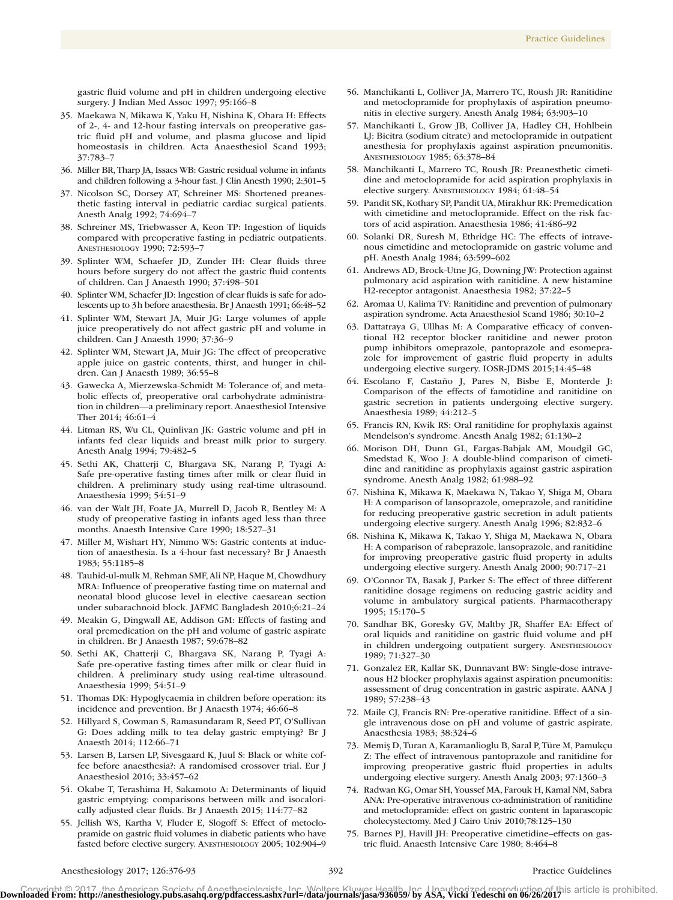gastric fluid volume and pH in children undergoing elective surgery. J Indian Med Assoc 1997; 95:166–8

35. Maekawa N, Mikawa K, Yaku H, Nishina K, Obara H: Effects of 2-, 4- and 12-hour fasting intervals on preoperative gastric fluid pH and volume, and plasma glucose and lipid homeostasis in children. Acta Anaesthesiol Scand 1993; 37:783–7
36. Miller BR, Tharp JA, Issacs WB: Gastric residual volume in infants and children following a 3-hour fast. J Clin Anesth 1990; 2:301–5
37. Nicolson SC, Dorsey AT, Schreiner MS: Shortened preanesthetic fasting interval in pediatric cardiac surgical patients. Anesth Analg 1992; 74:694–7
38. Schreiner MS, Triebwasser A, Keon TP: Ingestion of liquids compared with preoperative fasting in pediatric outpatients. Anesthesiology 1990; 72:593–7
39. Splinter WM, Schaefer JD, Zunder IH: Clear fluids three hours before surgery do not affect the gastric fluid contents of children. Can J Anaesth 1990; 37:498–501
40. Splinter WM, Schaefer JD: Ingestion of clear fluids is safe for adolescents up to 3h before anaesthesia. Br J Anaesth 1991; 66:48–52
41. Splinter WM, Stewart JA, Muir JG: Large volumes of apple juice preoperatively do not affect gastric pH and volume in children. Can J Anaesth 1990; 37:36–9
42. Splinter WM, Stewart JA, Muir JG: The effect of preoperative apple juice on gastric contents, thirst, and hunger in children. Can J Anaesth 1989; 36:55–8
43. Gawecka A, Mierzewska-Schmidt M: Tolerance of, and metabolic effects of, preoperative oral carbohydrate administration in children—a preliminary report. Anaesthesiol Intensive Ther 2014; 46:61–4
44. Litman RS, Wu CL, Quinlivan JK: Gastric volume and pH in infants fed clear liquids and breast milk prior to surgery. Anesth Analg 1994; 79:482–5
45. Sethi AK, Chatterji C, Bhargava SK, Narang P, Tyagi A: Safe pre-operative fasting times after milk or clear fluid in children. A preliminary study using real-time ultrasound. Anaesthesia 1999; 54:51–9
46. van der Walt JH, Foate JA, Murrell D, Jacob R, Bentley M: A study of preoperative fasting in infants aged less than three months. Anaesth Intensive Care 1990; 18:527–31
47. Miller M, Wishart HY, Nimmo WS: Gastric contents at induction of anaesthesia. Is a 4-hour fast necessary? Br J Anaesth 1983; 55:1185–8
48. Tauhid-ul-mulk M, Rehman SMF, Ali NP, Haque M, Chowdhury MRA: Influence of preoperative fasting time on maternal and neonatal blood glucose level in elective caesarean section under subarachnoid block. JAFMC Bangladesh 2010;6:21–24
49. Meakin G, Dingwall AE, Addison GM: Effects of fasting and oral premedication on the pH and volume of gastric aspirate in children. Br J Anaesth 1987; 59:678–82
50. Sethi AK, Chatterji C, Bhargava SK, Narang P, Tyagi A: Safe pre-operative fasting times after milk or clear fluid in children. A preliminary study using real-time ultrasound. Anaesthesia 1999; 54:51–9
51. Thomas DK: Hypoglycaemia in children before operation: its incidence and prevention. Br J Anaesth 1974; 46:66–8
52. Hillyard S, Cowman S, Ramasundaram R, Seed PT, O'Sullivan G: Does adding milk to tea delay gastric emptying? Br J Anaesth 2014; 112:66–71
53. Larsen B, Larsen LP, Sivesgaard K, Juul S: Black or white coffee before anaesthesia?: A randomised crossover trial. Eur J Anaesthesiol 2016; 33:457–62
54. Okabe T, Terashima H, Sakamoto A: Determinants of liquid gastric emptying: comparisons between milk and isocalorically adjusted clear fluids. Br J Anaesth 2015; 114:77–82
55. Jellish WS, Kartha V, Fluder E, Slogoff S: Effect of metoclopramide on gastric fluid volumes in diabetic patients who have fasted before elective surgery. Anesthesiology 2005; 102:904–9
56. Manchikanti L, Colliver JA, Marrero TC, Roush JR: Ranitidine and metoclopramide for prophylaxis of aspiration pneumonitis in elective surgery. Anesth Analg 1984; 63:903–10
57. Manchikanti L, Grow JB, Colliver JA, Hadley CH, Hohlbein LJ: Bicitra (sodium citrate) and metoclopramide in outpatient anesthesia for prophylaxis against aspiration pneumonitis. Anesthesiology 1985; 63:378–84
58. Manchikanti L, Marrero TC, Roush JR: Preanesthetic cimetidine and metoclopramide for acid aspiration prophylaxis in elective surgery. Anesthesiology 1984; 61:48–54
59. Pandit SK, Kothary SP, Pandit UA, Mirakhur RK: Premedication with cimetidine and metoclopramide. Effect on the risk factors of acid aspiration. Anaesthesia 1986; 41:486–92
60. Solanki DR, Suresh M, Ethridge HC: The effects of intravenous cimetidine and metoclopramide on gastric volume and pH. Anesth Analg 1984; 63:599–602
61. Andrews AD, Brock-Utne JG, Downing JW: Protection against pulmonary acid aspiration with ranitidine. A new histamine H2-receptor antagonist. Anaesthesia 1982; 37:22–5
62. Aromaa U, Kalima TV: Ranitidine and prevention of pulmonary aspiration syndrome. Acta Anaesthesiol Scand 1986; 30:10–2
63. Dattatraya G, Ullhas M: A Comparative efficacy of conventional H2 receptor blocker ranitidine and newer proton pump inhibitors omeprazole, pantoprazole and esomeprazole for improvement of gastric fluid property in adults undergoing elective surgery. IOSR-JDMS 2015;14:45–48
64. Escolano F, Castaño J, Pares N, Bisbe E, Monterde J: Comparison of the effects of famotidine and ranitidine on gastric secretion in patients undergoing elective surgery. Anaesthesia 1989; 44:212–5
65. Francis RN, Kwik RS: Oral ranitidine for prophylaxis against Mendelson's syndrome. Anesth Analg 1982; 61:130–2
66. Morison DH, Dunn GL, Fargas-Babjak AM, Moudgil GC, Smedstad K, Woo J: A double-blind comparison of cimetidine and ranitidine as prophylaxis against gastric aspiration syndrome. Anesth Analg 1982; 61:988–92
67. Nishina K, Mikawa K, Maekawa N, Takao Y, Shiga M, Obara H: A comparison of lansoprazole, omeprazole, and ranitidine for reducing preoperative gastric secretion in adult patients undergoing elective surgery. Anesth Analg 1996; 82:832–6
68. Nishina K, Mikawa K, Takao Y, Shiga M, Maekawa N, Obara H: A comparison of rabeprazole, lansoprazole, and ranitidine for improving preoperative gastric fluid property in adults undergoing elective surgery. Anesth Analg 2000; 90:717–21
69. O'Connor TA, Basak J, Parker S: The effect of three different ranitidine dosage regimens on reducing gastric acidity and volume in ambulatory surgical patients. Pharmacotherapy 1995; 15:170–5
70. Sandhar BK, Goresky GV, Maltby JR, Shaffer EA: Effect of oral liquids and ranitidine on gastric fluid volume and pH in children undergoing outpatient surgery. Anesthesiology 1989; 71:327–30
71. Gonzalez ER, Kallar SK, Dunnavant BW: Single-dose intravenous H2 blocker prophylaxis against aspiration pneumonitis: assessment of drug concentration in gastric aspirate. AANA J 1989; 57:238–43
72. Maile CJ, Francis RN: Pre-operative ranitidine. Effect of a single intravenous dose on pH and volume of gastric aspirate. Anaesthesia 1983; 38:324–6
73. Memiş D, Turan A, Karamanlioglu B, Saral P, Türe M, Pamukçu Z: The effect of intravenous pantoprazole and ranitidine for improving preoperative gastric fluid properties in adults undergoing elective surgery. Anesth Analg 2003; 97:1360–3
74. Radwan KG, Omar SH, Youssef MA, Farouk H, Kamal NM, Sabra ANA: Pre-operative intravenous co-administration of ranitidine and metoclopramide: effect on gastric content in laparascopic cholecystectomy. Med J Cairo Univ 2010;78:125–130
75. Barnes PJ, Havill JH: Preoperative cimetidine–effects on gastric fluid. Anaesth Intensive Care 1980; 8:464–8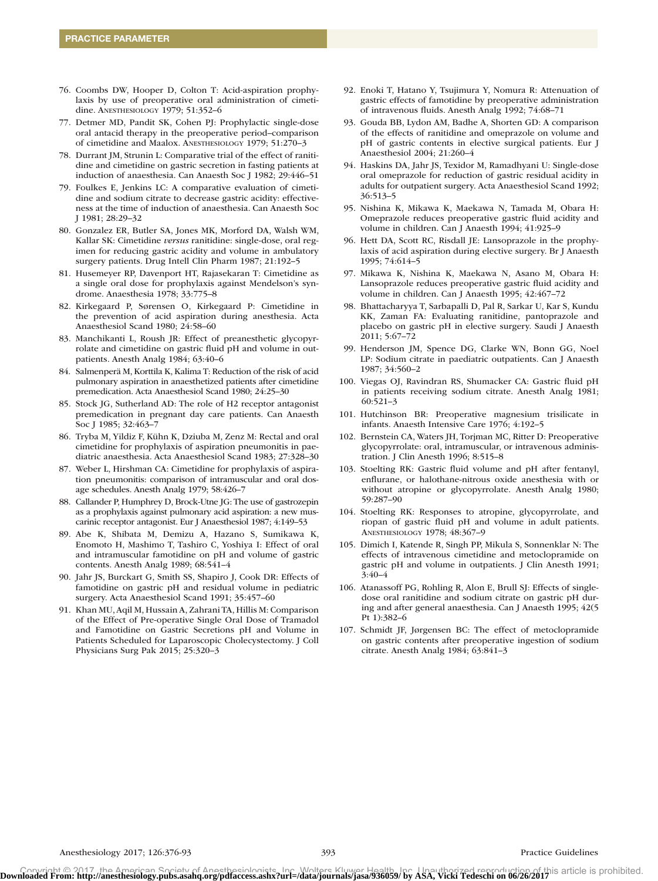76. Coombs DW, Hooper D, Colton T: Acid-aspiration prophylaxis by use of preoperative oral administration of cimetidine. Anesthesiology 1979; 51:352–6
77. Detmer MD, Pandit SK, Cohen PJ: Prophylactic single-dose oral antacid therapy in the preoperative period–comparison of cimetidine and Maalox. Anesthesiology 1979; 51:270–3
78. Durrant JM, Strunin L: Comparative trial of the effect of ranitidine and cimetidine on gastric secretion in fasting patients at induction of anaesthesia. Can Anaesth Soc J 1982; 29:446–51
79. Foulkes E, Jenkins LC: A comparative evaluation of cimetidine and sodium citrate to decrease gastric acidity: effectiveness at the time of induction of anaesthesia. Can Anaesth Soc J 1981; 28:29–32
80. Gonzalez ER, Butler SA, Jones MK, Morford DA, Walsh WM, Kallar SK: Cimetidine *versus* ranitidine: single-dose, oral regimen for reducing gastric acidity and volume in ambulatory surgery patients. Drug Intell Clin Pharm 1987; 21:192–5
81. Husemeyer RP, Davenport HT, Rajasekaran T: Cimetidine as a single oral dose for prophylaxis against Mendelson's syndrome. Anaesthesia 1978; 33:775–8
82. Kirkegaard P, Sørensen O, Kirkegaard P: Cimetidine in the prevention of acid aspiration during anesthesia. Acta Anaesthesiol Scand 1980; 24:58–60
83. Manchikanti L, Roush JR: Effect of preanesthetic glycopyrrolate and cimetidine on gastric fluid pH and volume in outpatients. Anesth Analg 1984; 63:40–6
84. Salmenperä M, Korttila K, Kalima T: Reduction of the risk of acid pulmonary aspiration in anaesthetized patients after cimetidine premedication. Acta Anaesthesiol Scand 1980; 24:25–30
85. Stock JG, Sutherland AD: The role of H2 receptor antagonist premedication in pregnant day care patients. Can Anaesth Soc J 1985; 32:463–7
86. Tryba M, Yildiz F, Kühn K, Dziuba M, Zenz M: Rectal and oral cimetidine for prophylaxis of aspiration pneumonitis in paediatric anaesthesia. Acta Anaesthesiol Scand 1983; 27:328–30
87. Weber L, Hirshman CA: Cimetidine for prophylaxis of aspiration pneumonitis: comparison of intramuscular and oral dosage schedules. Anesth Analg 1979; 58:426–7
88. Callander P, Humphrey D, Brock-Utne JG: The use of gastrozepin as a prophylaxis against pulmonary acid aspiration: a new muscarinic receptor antagonist. Eur J Anaesthesiol 1987; 4:149–53
89. Abe K, Shibata M, Demizu A, Hazano S, Sumikawa K, Enomoto H, Mashimo T, Tashiro C, Yoshiya I: Effect of oral and intramuscular famotidine on pH and volume of gastric contents. Anesth Analg 1989; 68:541–4
90. Jahr JS, Burckart G, Smith SS, Shapiro J, Cook DR: Effects of famotidine on gastric pH and residual volume in pediatric surgery. Acta Anaesthesiol Scand 1991; 35:457–60
91. Khan MU, Aqil M, Hussain A, Zahrani TA, Hillis M: Comparison of the Effect of Pre-operative Single Oral Dose of Tramadol and Famotidine on Gastric Secretions pH and Volume in Patients Scheduled for Laparoscopic Cholecystectomy. J Coll Physicians Surg Pak 2015; 25:320–3
92. Enoki T, Hatano Y, Tsujimura Y, Nomura R: Attenuation of gastric effects of famotidine by preoperative administration of intravenous fluids. Anesth Analg 1992; 74:68–71
93. Gouda BB, Lydon AM, Badhe A, Shorten GD: A comparison of the effects of ranitidine and omeprazole on volume and pH of gastric contents in elective surgical patients. Eur J Anaesthesiol 2004; 21:260–4
94. Haskins DA, Jahr JS, Texidor M, Ramadhyani U: Single-dose oral omeprazole for reduction of gastric residual acidity in adults for outpatient surgery. Acta Anaesthesiol Scand 1992; 36:513–5
95. Nishina K, Mikawa K, Maekawa N, Tamada M, Obara H: Omeprazole reduces preoperative gastric fluid acidity and volume in children. Can J Anaesth 1994; 41:925–9
96. Hett DA, Scott RC, Risdall JE: Lansoprazole in the prophylaxis of acid aspiration during elective surgery. Br J Anaesth 1995; 74:614–5
97. Mikawa K, Nishina K, Maekawa N, Asano M, Obara H: Lansoprazole reduces preoperative gastric fluid acidity and volume in children. Can J Anaesth 1995; 42:467–72
98. Bhattacharyya T, Sarbapalli D, Pal R, Sarkar U, Kar S, Kundu KK, Zaman FA: Evaluating ranitidine, pantoprazole and placebo on gastric pH in elective surgery. Saudi J Anaesth 2011; 5:67–72
99. Henderson JM, Spence DG, Clarke WN, Bonn GG, Noel LP: Sodium citrate in paediatric outpatients. Can J Anaesth 1987; 34:560–2
100. Viegas OJ, Ravindran RS, Shumacker CA: Gastric fluid pH in patients receiving sodium citrate. Anesth Analg 1981; 60:521–3
101. Hutchinson BR: Preoperative magnesium trisilicate in infants. Anaesth Intensive Care 1976; 4:192–5
102. Bernstein CA, Waters JH, Torjman MC, Ritter D: Preoperative glycopyrrolate: oral, intramuscular, or intravenous administration. J Clin Anesth 1996; 8:515–8
103. Stoelting RK: Gastric fluid volume and pH after fentanyl, enflurane, or halothane-nitrous oxide anesthesia with or without atropine or glycopyrrolate. Anesth Analg 1980; 59:287–90
104. Stoelting RK: Responses to atropine, glycopyrrolate, and riopan of gastric fluid pH and volume in adult patients. Anesthesiology 1978; 48:367–9
105. Dimich I, Katende R, Singh PP, Mikula S, Sonnenklar N: The effects of intravenous cimetidine and metoclopramide on gastric pH and volume in outpatients. J Clin Anesth 1991; 3:40–4
106. Atanassoff PG, Rohling R, Alon E, Brull SJ: Effects of single-dose oral ranitidine and sodium citrate on gastric pH during and after general anaesthesia. Can J Anaesth 1995; 42(5 Pt 1):382–6
107. Schmidt JF, Jørgensen BC: The effect of metoclopramide on gastric contents after preoperative ingestion of sodium citrate. Anesth Analg 1984; 63:841–3